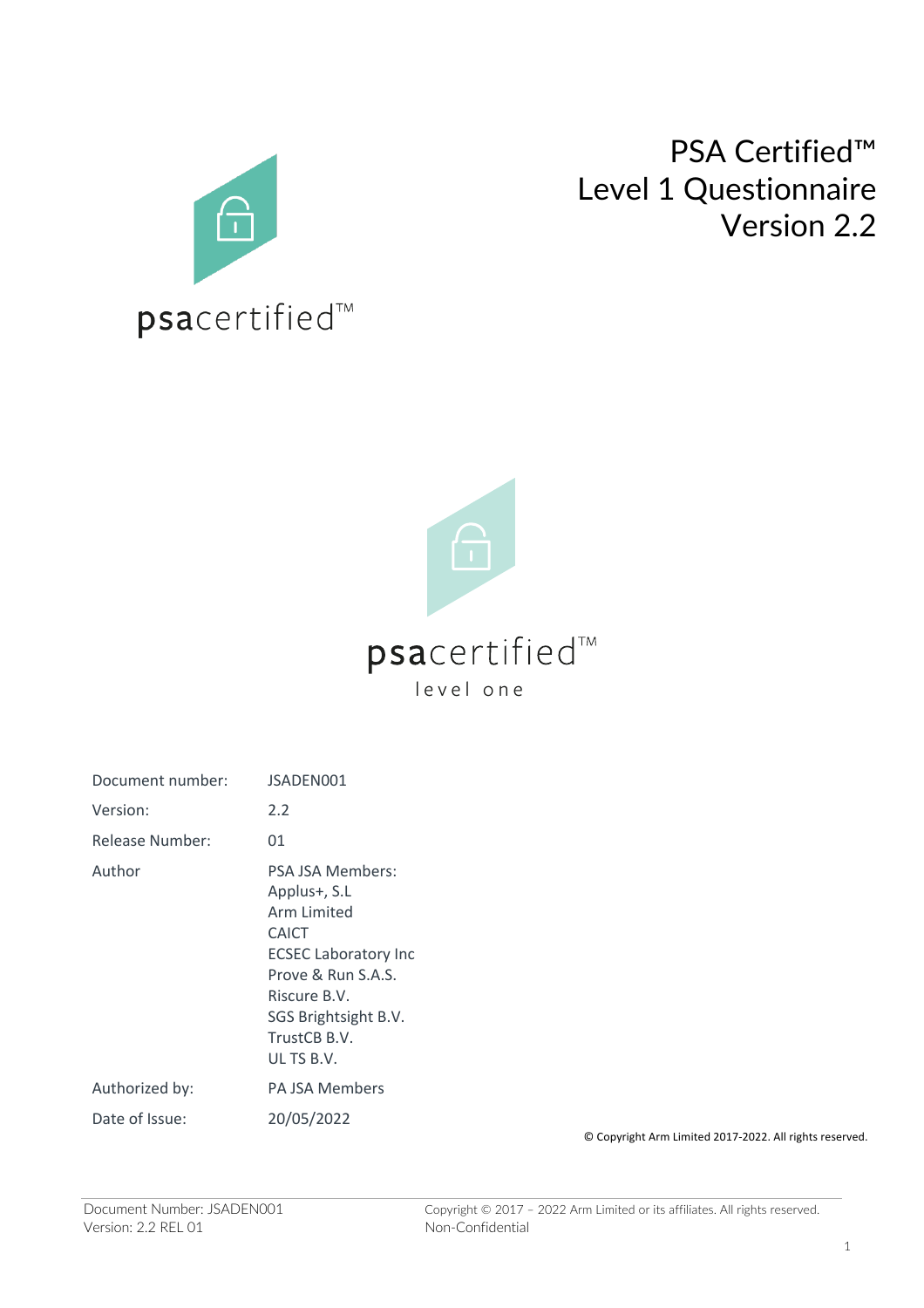# PSA Certified™ Level 1 Questionnaire Version 2.2

psacertified™

psacertified™
level one

| | |
|---|---|
| Document number: | JSADEN001 |
| Version: | 2.2 |
| Release Number: | 01 |
| Author | PSA JSA Members:<br>Applus+, S.L<br>Arm Limited<br>CAICT<br>ECSEC Laboratory Inc<br>Prove & Run S.A.S.<br>Riscure B.V.<br>SGS Brightsight B.V.<br>TrustCB B.V.<br>UL TS B.V. |
| Authorized by: | PA JSA Members |
| Date of Issue: | 20/05/2022 |

© Copyright Arm Limited 2017-2022. All rights reserved.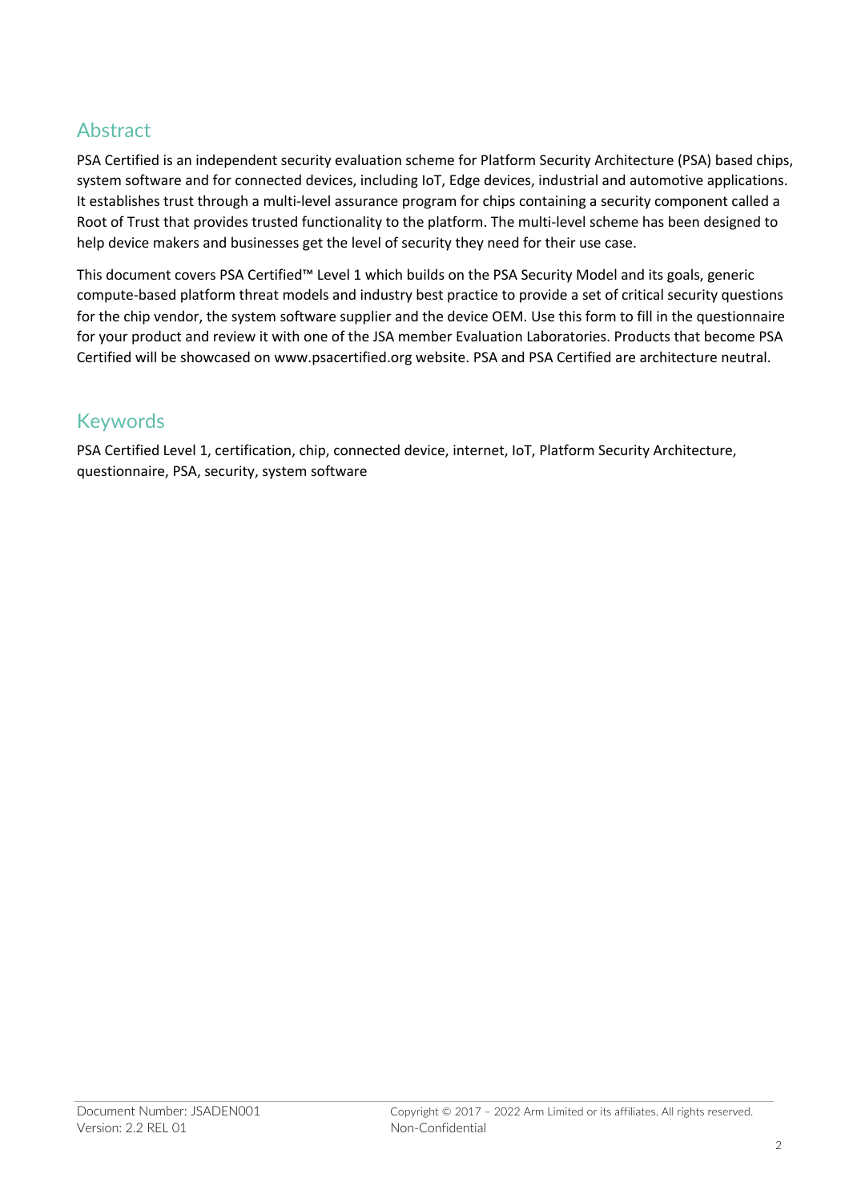## Abstract

PSA Certified is an independent security evaluation scheme for Platform Security Architecture (PSA) based chips, system software and for connected devices, including IoT, Edge devices, industrial and automotive applications. It establishes trust through a multi-level assurance program for chips containing a security component called a Root of Trust that provides trusted functionality to the platform. The multi-level scheme has been designed to help device makers and businesses get the level of security they need for their use case.

This document covers PSA Certified™ Level 1 which builds on the PSA Security Model and its goals, generic compute-based platform threat models and industry best practice to provide a set of critical security questions for the chip vendor, the system software supplier and the device OEM. Use this form to fill in the questionnaire for your product and review it with one of the JSA member Evaluation Laboratories. Products that become PSA Certified will be showcased on www.psacertified.org website. PSA and PSA Certified are architecture neutral.

## Keywords

PSA Certified Level 1, certification, chip, connected device, internet, IoT, Platform Security Architecture, questionnaire, PSA, security, system software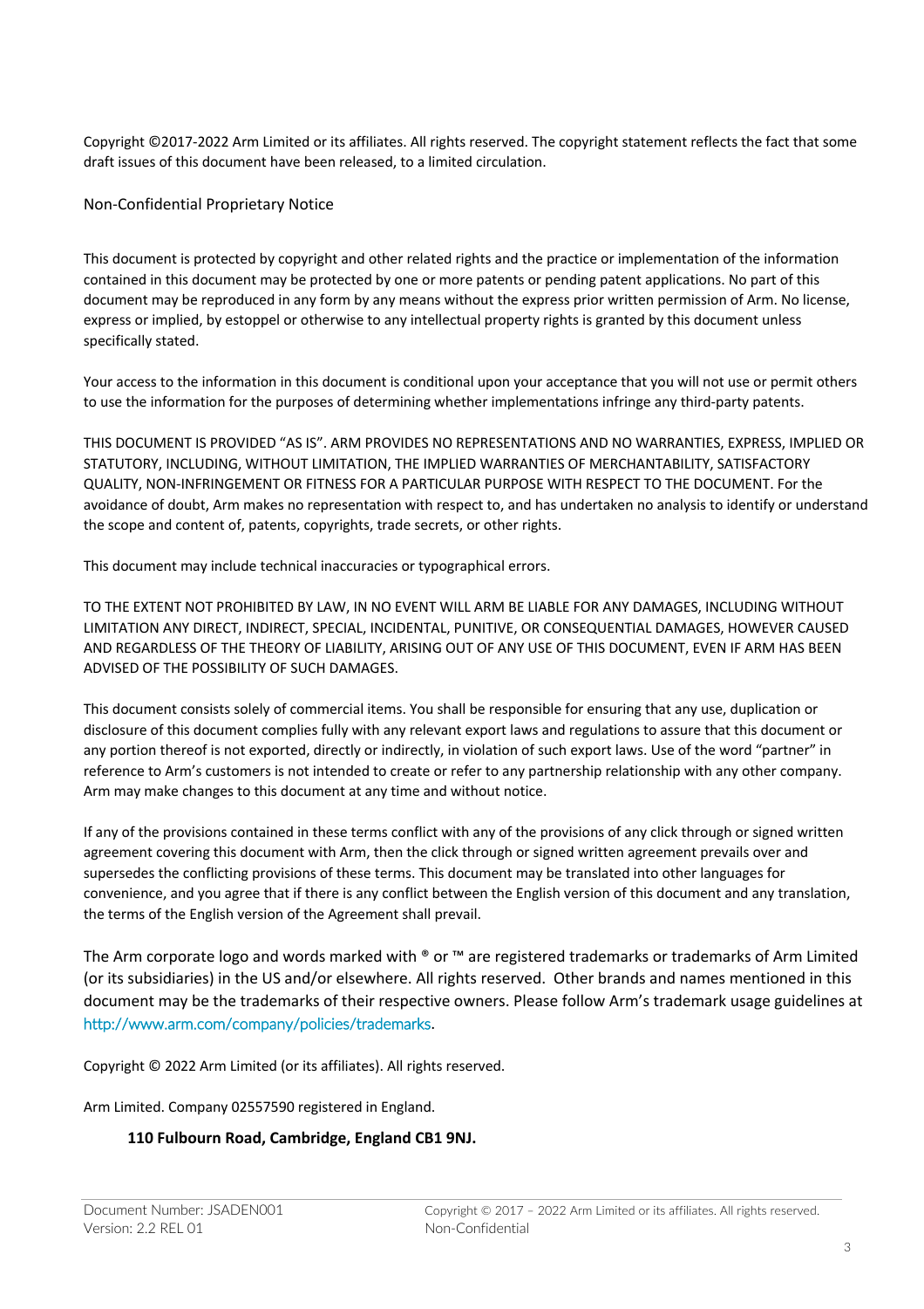Copyright ©2017-2022 Arm Limited or its affiliates. All rights reserved. The copyright statement reflects the fact that some draft issues of this document have been released, to a limited circulation.

Non-Confidential Proprietary Notice

This document is protected by copyright and other related rights and the practice or implementation of the information contained in this document may be protected by one or more patents or pending patent applications. No part of this document may be reproduced in any form by any means without the express prior written permission of Arm. No license, express or implied, by estoppel or otherwise to any intellectual property rights is granted by this document unless specifically stated.

Your access to the information in this document is conditional upon your acceptance that you will not use or permit others to use the information for the purposes of determining whether implementations infringe any third-party patents.

THIS DOCUMENT IS PROVIDED "AS IS". ARM PROVIDES NO REPRESENTATIONS AND NO WARRANTIES, EXPRESS, IMPLIED OR STATUTORY, INCLUDING, WITHOUT LIMITATION, THE IMPLIED WARRANTIES OF MERCHANTABILITY, SATISFACTORY QUALITY, NON-INFRINGEMENT OR FITNESS FOR A PARTICULAR PURPOSE WITH RESPECT TO THE DOCUMENT. For the avoidance of doubt, Arm makes no representation with respect to, and has undertaken no analysis to identify or understand the scope and content of, patents, copyrights, trade secrets, or other rights.

This document may include technical inaccuracies or typographical errors.

TO THE EXTENT NOT PROHIBITED BY LAW, IN NO EVENT WILL ARM BE LIABLE FOR ANY DAMAGES, INCLUDING WITHOUT LIMITATION ANY DIRECT, INDIRECT, SPECIAL, INCIDENTAL, PUNITIVE, OR CONSEQUENTIAL DAMAGES, HOWEVER CAUSED AND REGARDLESS OF THE THEORY OF LIABILITY, ARISING OUT OF ANY USE OF THIS DOCUMENT, EVEN IF ARM HAS BEEN ADVISED OF THE POSSIBILITY OF SUCH DAMAGES.

This document consists solely of commercial items. You shall be responsible for ensuring that any use, duplication or disclosure of this document complies fully with any relevant export laws and regulations to assure that this document or any portion thereof is not exported, directly or indirectly, in violation of such export laws. Use of the word "partner" in reference to Arm's customers is not intended to create or refer to any partnership relationship with any other company. Arm may make changes to this document at any time and without notice.

If any of the provisions contained in these terms conflict with any of the provisions of any click through or signed written agreement covering this document with Arm, then the click through or signed written agreement prevails over and supersedes the conflicting provisions of these terms. This document may be translated into other languages for convenience, and you agree that if there is any conflict between the English version of this document and any translation, the terms of the English version of the Agreement shall prevail.

The Arm corporate logo and words marked with ® or ™ are registered trademarks or trademarks of Arm Limited (or its subsidiaries) in the US and/or elsewhere. All rights reserved. Other brands and names mentioned in this document may be the trademarks of their respective owners. Please follow Arm's trademark usage guidelines at http://www.arm.com/company/policies/trademarks.

Copyright © 2022 Arm Limited (or its affiliates). All rights reserved.

Arm Limited. Company 02557590 registered in England.

**110 Fulbourn Road, Cambridge, England CB1 9NJ.**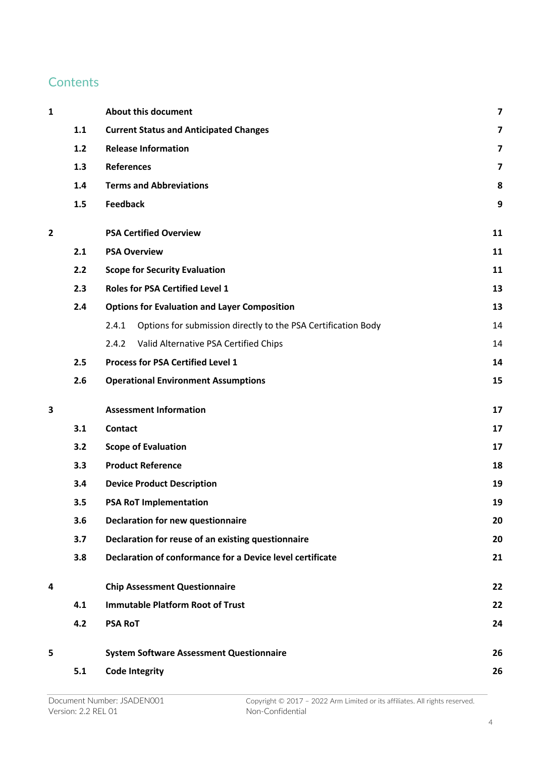## Contents

| | | | |
|---|---|---|---|
| **1** | | **About this document** | **7** |
| | **1.1** | **Current Status and Anticipated Changes** | **7** |
| | **1.2** | **Release Information** | **7** |
| | **1.3** | **References** | **7** |
| | **1.4** | **Terms and Abbreviations** | **8** |
| | **1.5** | **Feedback** | **9** |
| **2** | | **PSA Certified Overview** | **11** |
| | **2.1** | **PSA Overview** | **11** |
| | **2.2** | **Scope for Security Evaluation** | **11** |
| | **2.3** | **Roles for PSA Certified Level 1** | **13** |
| | **2.4** | **Options for Evaluation and Layer Composition** | **13** |
| | | 2.4.1 Options for submission directly to the PSA Certification Body | 14 |
| | | 2.4.2 Valid Alternative PSA Certified Chips | 14 |
| | **2.5** | **Process for PSA Certified Level 1** | **14** |
| | **2.6** | **Operational Environment Assumptions** | **15** |
| **3** | | **Assessment Information** | **17** |
| | **3.1** | **Contact** | **17** |
| | **3.2** | **Scope of Evaluation** | **17** |
| | **3.3** | **Product Reference** | **18** |
| | **3.4** | **Device Product Description** | **19** |
| | **3.5** | **PSA RoT Implementation** | **19** |
| | **3.6** | **Declaration for new questionnaire** | **20** |
| | **3.7** | **Declaration for reuse of an existing questionnaire** | **20** |
| | **3.8** | **Declaration of conformance for a Device level certificate** | **21** |
| **4** | | **Chip Assessment Questionnaire** | **22** |
| | **4.1** | **Immutable Platform Root of Trust** | **22** |
| | **4.2** | **PSA RoT** | **24** |
| **5** | | **System Software Assessment Questionnaire** | **26** |
| | **5.1** | **Code Integrity** | **26** |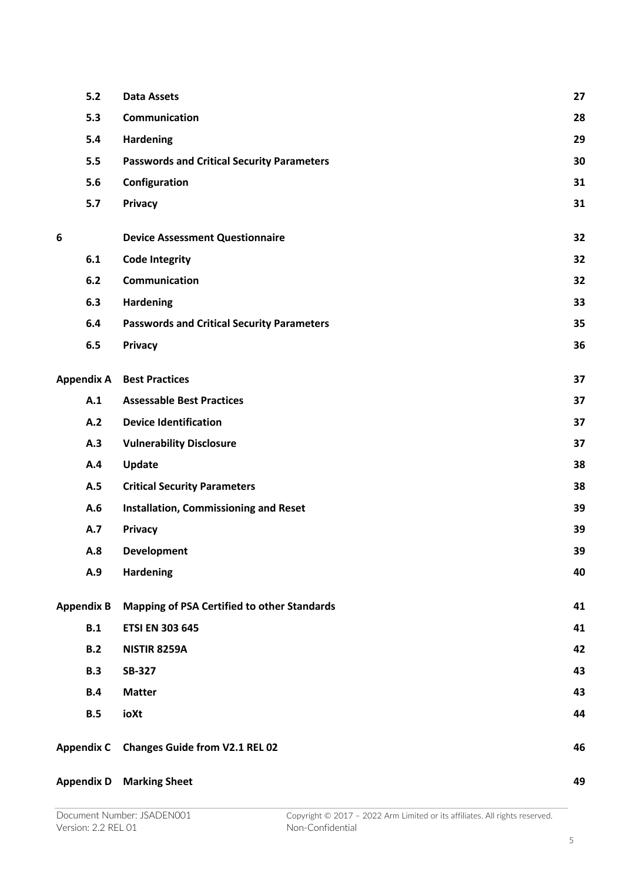| | | |
|---|---|---|
| **5.2** | **Data Assets** | **27** |
| **5.3** | **Communication** | **28** |
| **5.4** | **Hardening** | **29** |
| **5.5** | **Passwords and Critical Security Parameters** | **30** |
| **5.6** | **Configuration** | **31** |
| **5.7** | **Privacy** | **31** |
| **6** | **Device Assessment Questionnaire** | **32** |
| **6.1** | **Code Integrity** | **32** |
| **6.2** | **Communication** | **32** |
| **6.3** | **Hardening** | **33** |
| **6.4** | **Passwords and Critical Security Parameters** | **35** |
| **6.5** | **Privacy** | **36** |
| **Appendix A** | **Best Practices** | **37** |
| **A.1** | **Assessable Best Practices** | **37** |
| **A.2** | **Device Identification** | **37** |
| **A.3** | **Vulnerability Disclosure** | **37** |
| **A.4** | **Update** | **38** |
| **A.5** | **Critical Security Parameters** | **38** |
| **A.6** | **Installation, Commissioning and Reset** | **39** |
| **A.7** | **Privacy** | **39** |
| **A.8** | **Development** | **39** |
| **A.9** | **Hardening** | **40** |
| **Appendix B** | **Mapping of PSA Certified to other Standards** | **41** |
| **B.1** | **ETSI EN 303 645** | **41** |
| **B.2** | **NISTIR 8259A** | **42** |
| **B.3** | **SB-327** | **43** |
| **B.4** | **Matter** | **43** |
| **B.5** | **ioXt** | **44** |
| **Appendix C** | **Changes Guide from V2.1 REL 02** | **46** |
| **Appendix D** | **Marking Sheet** | **49** |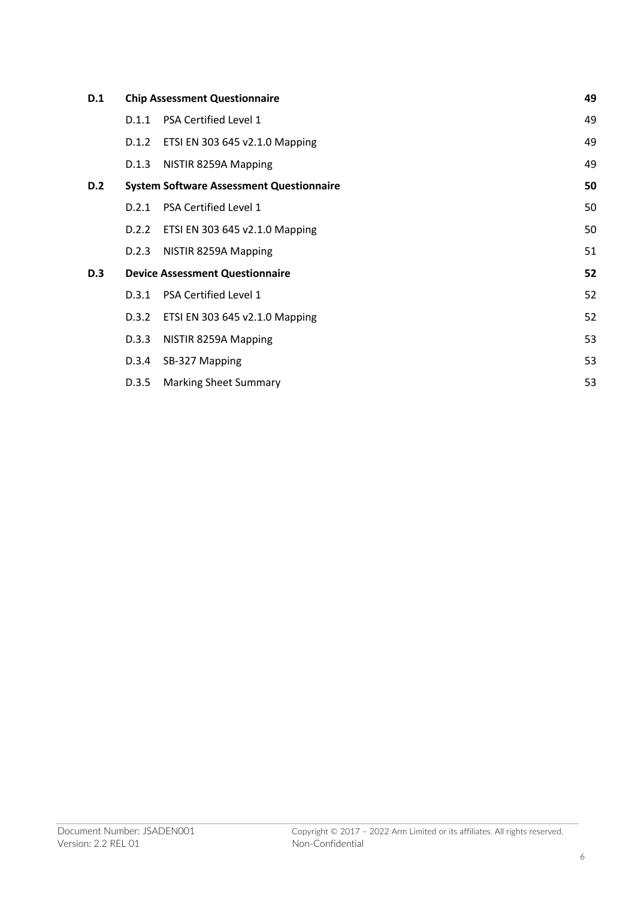| | | |
|---|---|---|
| **D.1** | **Chip Assessment Questionnaire** | **49** |
| D.1.1 | PSA Certified Level 1 | 49 |
| D.1.2 | ETSI EN 303 645 v2.1.0 Mapping | 49 |
| D.1.3 | NISTIR 8259A Mapping | 49 |
| **D.2** | **System Software Assessment Questionnaire** | **50** |
| D.2.1 | PSA Certified Level 1 | 50 |
| D.2.2 | ETSI EN 303 645 v2.1.0 Mapping | 50 |
| D.2.3 | NISTIR 8259A Mapping | 51 |
| **D.3** | **Device Assessment Questionnaire** | **52** |
| D.3.1 | PSA Certified Level 1 | 52 |
| D.3.2 | ETSI EN 303 645 v2.1.0 Mapping | 52 |
| D.3.3 | NISTIR 8259A Mapping | 53 |
| D.3.4 | SB-327 Mapping | 53 |
| D.3.5 | Marking Sheet Summary | 53 |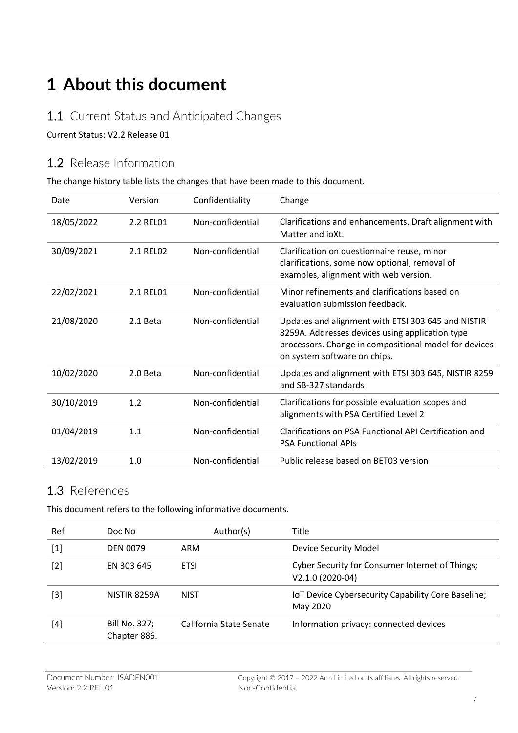# 1 About this document

## 1.1 Current Status and Anticipated Changes

Current Status: V2.2 Release 01

## 1.2 Release Information

The change history table lists the changes that have been made to this document.

| Date | Version | Confidentiality | Change |
|---|---|---|---|
| 18/05/2022 | 2.2 REL01 | Non-confidential | Clarifications and enhancements. Draft alignment with Matter and ioXt. |
| 30/09/2021 | 2.1 REL02 | Non-confidential | Clarification on questionnaire reuse, minor clarifications, some now optional, removal of examples, alignment with web version. |
| 22/02/2021 | 2.1 REL01 | Non-confidential | Minor refinements and clarifications based on evaluation submission feedback. |
| 21/08/2020 | 2.1 Beta | Non-confidential | Updates and alignment with ETSI 303 645 and NISTIR 8259A. Addresses devices using application type processors. Change in compositional model for devices on system software on chips. |
| 10/02/2020 | 2.0 Beta | Non-confidential | Updates and alignment with ETSI 303 645, NISTIR 8259 and SB-327 standards |
| 30/10/2019 | 1.2 | Non-confidential | Clarifications for possible evaluation scopes and alignments with PSA Certified Level 2 |
| 01/04/2019 | 1.1 | Non-confidential | Clarifications on PSA Functional API Certification and PSA Functional APIs |
| 13/02/2019 | 1.0 | Non-confidential | Public release based on BET03 version |

## 1.3 References

This document refers to the following informative documents.

| Ref | Doc No | Author(s) | Title |
|---|---|---|---|
| [1] | DEN 0079 | ARM | Device Security Model |
| [2] | EN 303 645 | ETSI | Cyber Security for Consumer Internet of Things; V2.1.0 (2020-04) |
| [3] | NISTIR 8259A | NIST | IoT Device Cybersecurity Capability Core Baseline; May 2020 |
| [4] | Bill No. 327; Chapter 886. | California State Senate | Information privacy: connected devices |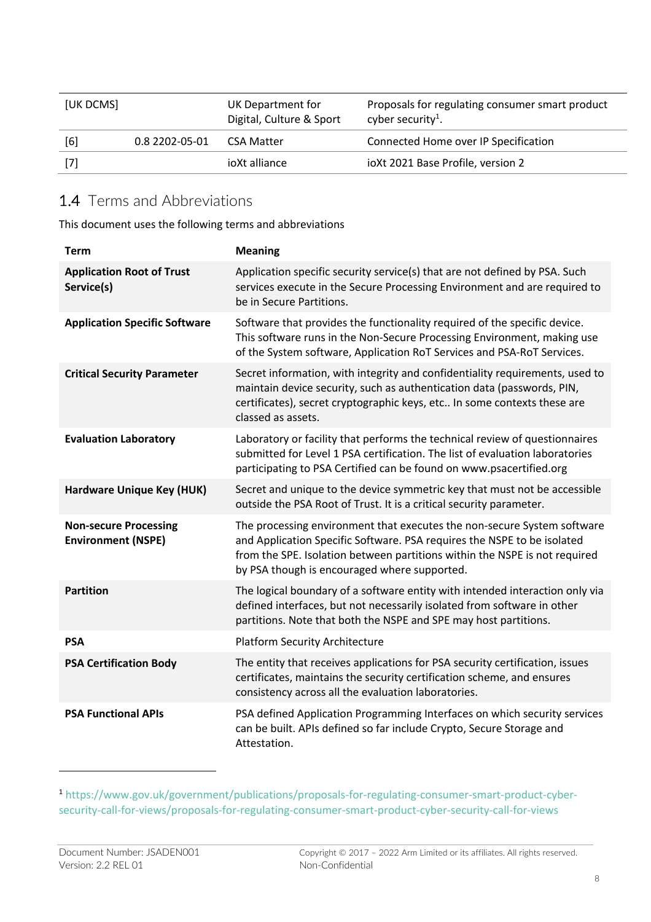| | | | |
|---|---|---|---|
| [UK DCMS] | | UK Department for Digital, Culture & Sport | Proposals for regulating consumer smart product cyber security[1]. |
| [6] | 0.8 2202-05-01 | CSA Matter | Connected Home over IP Specification |
| [7] | | ioXt alliance | ioXt 2021 Base Profile, version 2 |

## 1.4 Terms and Abbreviations

This document uses the following terms and abbreviations

| Term | Meaning |
|---|---|
| **Application Root of Trust Service(s)** | Application specific security service(s) that are not defined by PSA. Such services execute in the Secure Processing Environment and are required to be in Secure Partitions. |
| **Application Specific Software** | Software that provides the functionality required of the specific device. This software runs in the Non-Secure Processing Environment, making use of the System software, Application RoT Services and PSA-RoT Services. |
| **Critical Security Parameter** | Secret information, with integrity and confidentiality requirements, used to maintain device security, such as authentication data (passwords, PIN, certificates), secret cryptographic keys, etc.. In some contexts these are classed as assets. |
| **Evaluation Laboratory** | Laboratory or facility that performs the technical review of questionnaires submitted for Level 1 PSA certification. The list of evaluation laboratories participating to PSA Certified can be found on www.psacertified.org |
| **Hardware Unique Key (HUK)** | Secret and unique to the device symmetric key that must not be accessible outside the PSA Root of Trust. It is a critical security parameter. |
| **Non-secure Processing Environment (NSPE)** | The processing environment that executes the non-secure System software and Application Specific Software. PSA requires the NSPE to be isolated from the SPE. Isolation between partitions within the NSPE is not required by PSA though is encouraged where supported. |
| **Partition** | The logical boundary of a software entity with intended interaction only via defined interfaces, but not necessarily isolated from software in other partitions. Note that both the NSPE and SPE may host partitions. |
| **PSA** | Platform Security Architecture |
| **PSA Certification Body** | The entity that receives applications for PSA security certification, issues certificates, maintains the security certification scheme, and ensures consistency across all the evaluation laboratories. |
| **PSA Functional APIs** | PSA defined Application Programming Interfaces on which security services can be built. APIs defined so far include Crypto, Secure Storage and Attestation. |

[1] https://www.gov.uk/government/publications/proposals-for-regulating-consumer-smart-product-cyber-security-call-for-views/proposals-for-regulating-consumer-smart-product-cyber-security-call-for-views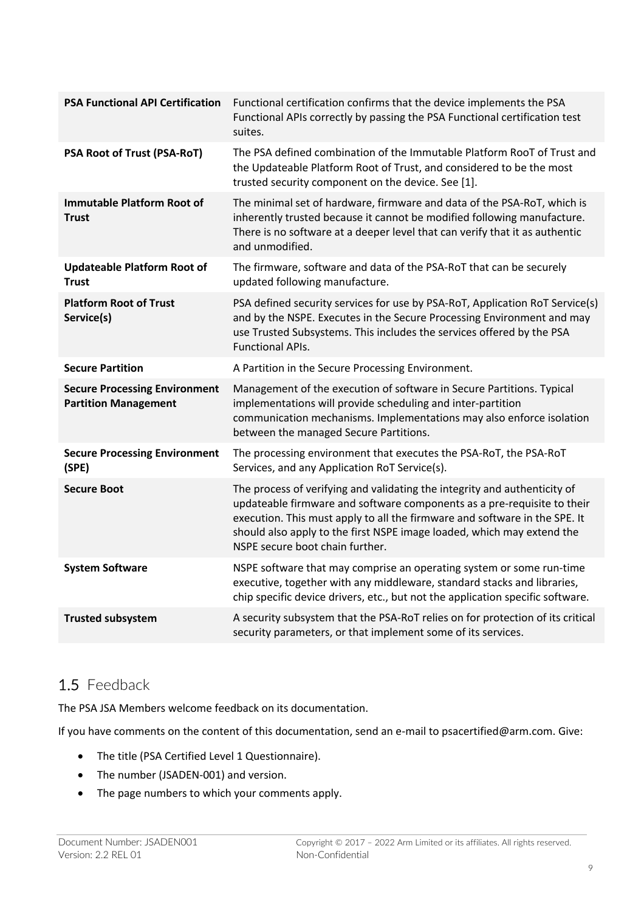| | |
|---|---|
| **PSA Functional API Certification** | Functional certification confirms that the device implements the PSA Functional APIs correctly by passing the PSA Functional certification test suites. |
| **PSA Root of Trust (PSA-RoT)** | The PSA defined combination of the Immutable Platform RooT of Trust and the Updateable Platform Root of Trust, and considered to be the most trusted security component on the device. See [1]. |
| **Immutable Platform Root of Trust** | The minimal set of hardware, firmware and data of the PSA-RoT, which is inherently trusted because it cannot be modified following manufacture. There is no software at a deeper level that can verify that it as authentic and unmodified. |
| **Updateable Platform Root of Trust** | The firmware, software and data of the PSA-RoT that can be securely updated following manufacture. |
| **Platform Root of Trust Service(s)** | PSA defined security services for use by PSA-RoT, Application RoT Service(s) and by the NSPE. Executes in the Secure Processing Environment and may use Trusted Subsystems. This includes the services offered by the PSA Functional APIs. |
| **Secure Partition** | A Partition in the Secure Processing Environment. |
| **Secure Processing Environment Partition Management** | Management of the execution of software in Secure Partitions. Typical implementations will provide scheduling and inter-partition communication mechanisms. Implementations may also enforce isolation between the managed Secure Partitions. |
| **Secure Processing Environment (SPE)** | The processing environment that executes the PSA-RoT, the PSA-RoT Services, and any Application RoT Service(s). |
| **Secure Boot** | The process of verifying and validating the integrity and authenticity of updateable firmware and software components as a pre-requisite to their execution. This must apply to all the firmware and software in the SPE. It should also apply to the first NSPE image loaded, which may extend the NSPE secure boot chain further. |
| **System Software** | NSPE software that may comprise an operating system or some run-time executive, together with any middleware, standard stacks and libraries, chip specific device drivers, etc., but not the application specific software. |
| **Trusted subsystem** | A security subsystem that the PSA-RoT relies on for protection of its critical security parameters, or that implement some of its services. |

## 1.5 Feedback

The PSA JSA Members welcome feedback on its documentation.

If you have comments on the content of this documentation, send an e-mail to psacertified@arm.com. Give:

- The title (PSA Certified Level 1 Questionnaire).
- The number (JSADEN-001) and version.
- The page numbers to which your comments apply.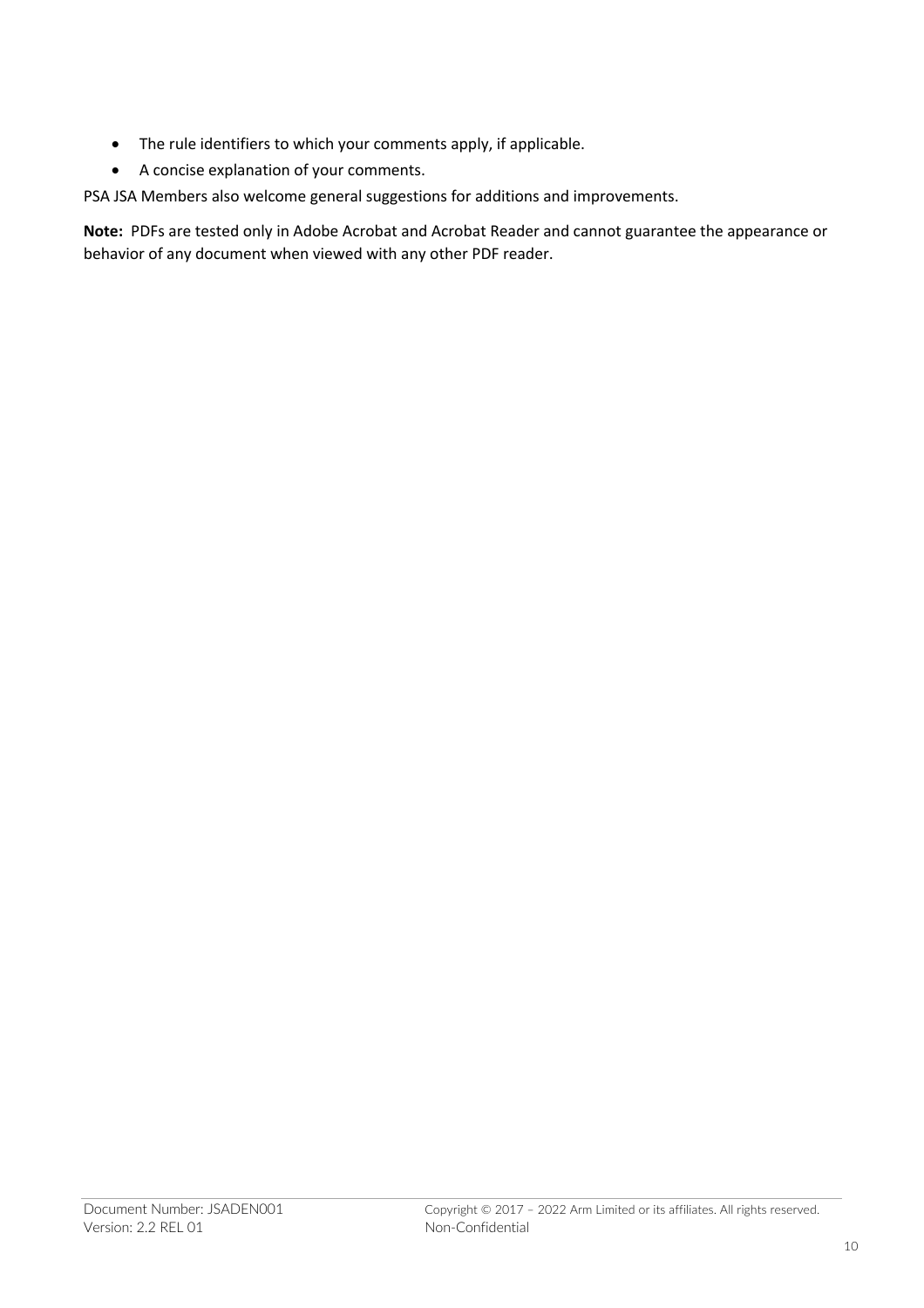- The rule identifiers to which your comments apply, if applicable.
- A concise explanation of your comments.

PSA JSA Members also welcome general suggestions for additions and improvements.

**Note:** PDFs are tested only in Adobe Acrobat and Acrobat Reader and cannot guarantee the appearance or behavior of any document when viewed with any other PDF reader.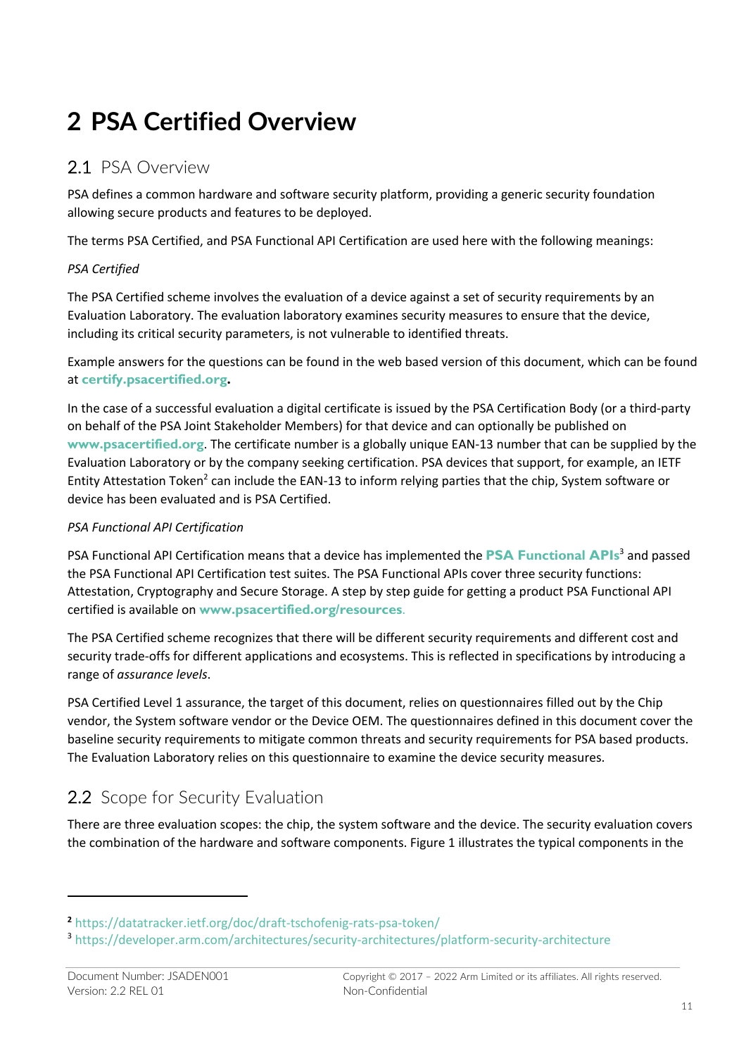# 2 PSA Certified Overview

## 2.1 PSA Overview

PSA defines a common hardware and software security platform, providing a generic security foundation allowing secure products and features to be deployed.

The terms PSA Certified, and PSA Functional API Certification are used here with the following meanings:

*PSA Certified*

The PSA Certified scheme involves the evaluation of a device against a set of security requirements by an Evaluation Laboratory. The evaluation laboratory examines security measures to ensure that the device, including its critical security parameters, is not vulnerable to identified threats.

Example answers for the questions can be found in the web based version of this document, which can be found at **certify.psacertified.org**.

In the case of a successful evaluation a digital certificate is issued by the PSA Certification Body (or a third-party on behalf of the PSA Joint Stakeholder Members) for that device and can optionally be published on **www.psacertified.org**. The certificate number is a globally unique EAN-13 number that can be supplied by the Evaluation Laboratory or by the company seeking certification. PSA devices that support, for example, an IETF Entity Attestation Token[2] can include the EAN-13 to inform relying parties that the chip, System software or device has been evaluated and is PSA Certified.

*PSA Functional API Certification*

PSA Functional API Certification means that a device has implemented the **PSA Functional APIs**[3] and passed the PSA Functional API Certification test suites. The PSA Functional APIs cover three security functions: Attestation, Cryptography and Secure Storage. A step by step guide for getting a product PSA Functional API certified is available on **www.psacertified.org/resources**.

The PSA Certified scheme recognizes that there will be different security requirements and different cost and security trade-offs for different applications and ecosystems. This is reflected in specifications by introducing a range of *assurance levels*.

PSA Certified Level 1 assurance, the target of this document, relies on questionnaires filled out by the Chip vendor, the System software vendor or the Device OEM. The questionnaires defined in this document cover the baseline security requirements to mitigate common threats and security requirements for PSA based products. The Evaluation Laboratory relies on this questionnaire to examine the device security measures.

## 2.2 Scope for Security Evaluation

There are three evaluation scopes: the chip, the system software and the device. The security evaluation covers the combination of the hardware and software components. Figure 1 illustrates the typical components in the

---

[2] https://datatracker.ietf.org/doc/draft-tschofenig-rats-psa-token/

[3] https://developer.arm.com/architectures/security-architectures/platform-security-architecture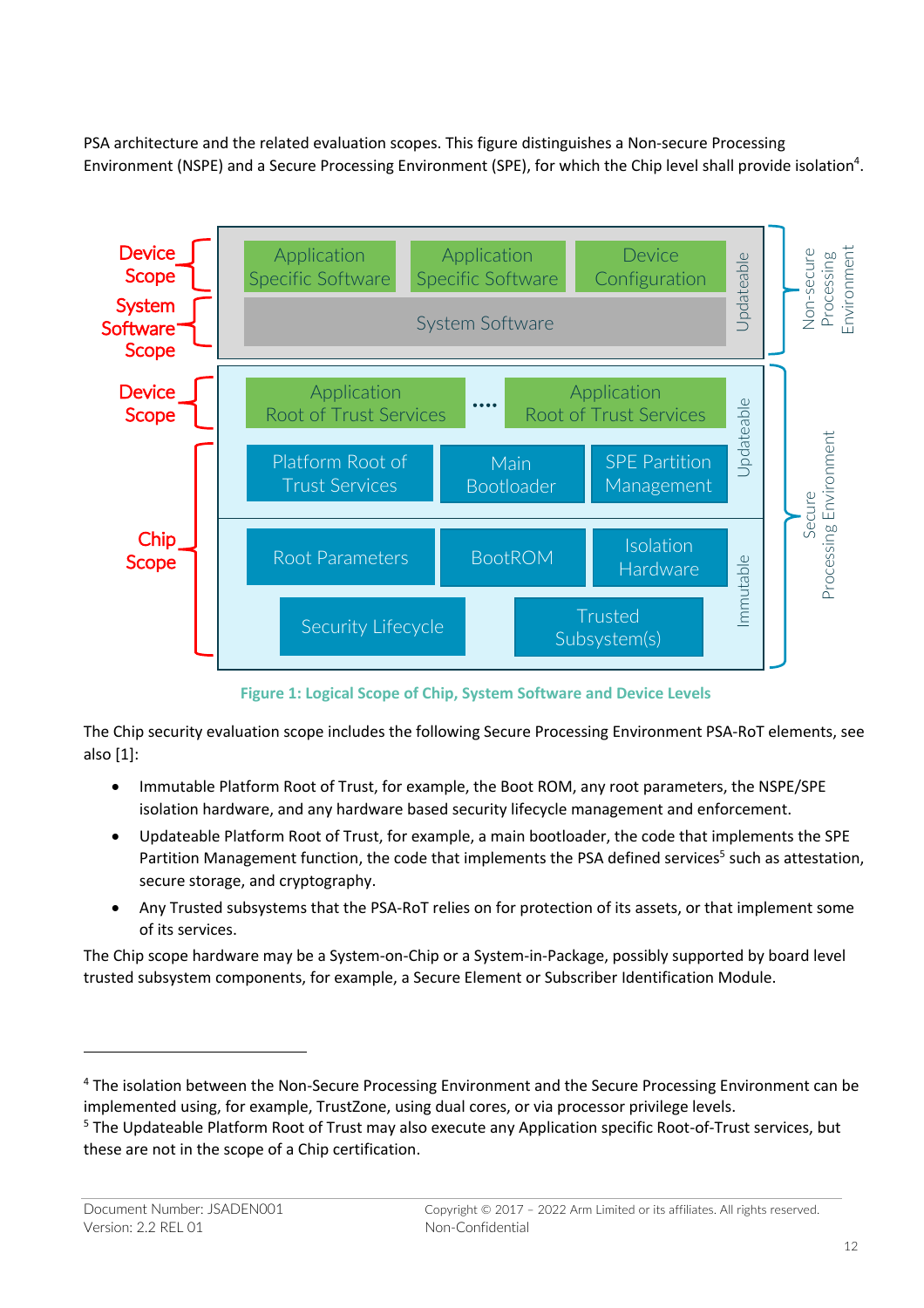PSA architecture and the related evaluation scopes. This figure distinguishes a Non-secure Processing Environment (NSPE) and a Secure Processing Environment (SPE), for which the Chip level shall provide isolation[4].

Figure 1: Logical Scope of Chip, System Software and Device Levels

The Chip security evaluation scope includes the following Secure Processing Environment PSA-RoT elements, see also [1]:

- Immutable Platform Root of Trust, for example, the Boot ROM, any root parameters, the NSPE/SPE isolation hardware, and any hardware based security lifecycle management and enforcement.
- Updateable Platform Root of Trust, for example, a main bootloader, the code that implements the SPE Partition Management function, the code that implements the PSA defined services[5] such as attestation, secure storage, and cryptography.
- Any Trusted subsystems that the PSA-RoT relies on for protection of its assets, or that implement some of its services.

The Chip scope hardware may be a System-on-Chip or a System-in-Package, possibly supported by board level trusted subsystem components, for example, a Secure Element or Subscriber Identification Module.

---

[4] The isolation between the Non-Secure Processing Environment and the Secure Processing Environment can be implemented using, for example, TrustZone, using dual cores, or via processor privilege levels.

[5] The Updateable Platform Root of Trust may also execute any Application specific Root-of-Trust services, but these are not in the scope of a Chip certification.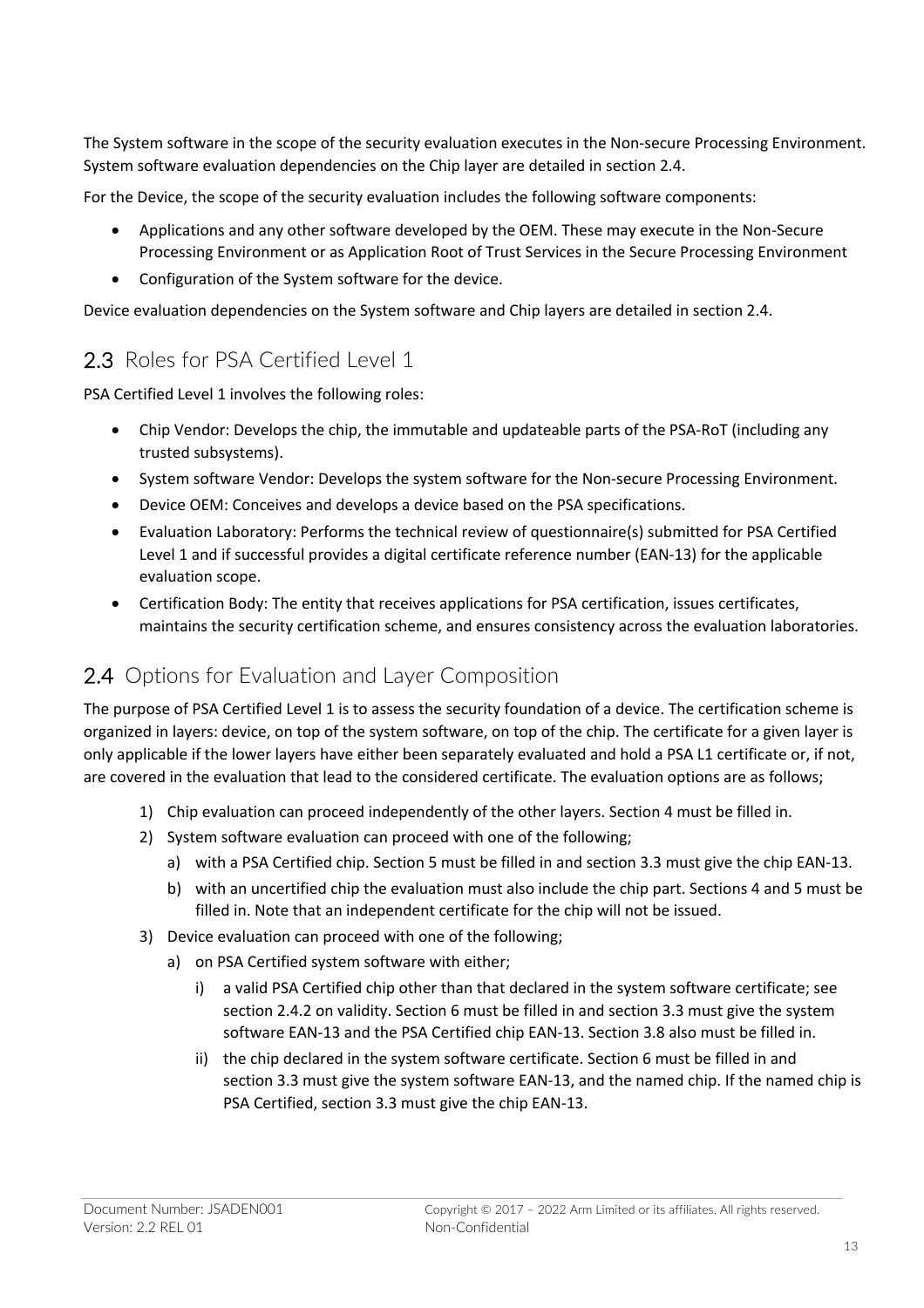The System software in the scope of the security evaluation executes in the Non-secure Processing Environment. System software evaluation dependencies on the Chip layer are detailed in section 2.4.

For the Device, the scope of the security evaluation includes the following software components:

- Applications and any other software developed by the OEM. These may execute in the Non-Secure Processing Environment or as Application Root of Trust Services in the Secure Processing Environment
- Configuration of the System software for the device.

Device evaluation dependencies on the System software and Chip layers are detailed in section 2.4.

## 2.3 Roles for PSA Certified Level 1

PSA Certified Level 1 involves the following roles:

- Chip Vendor: Develops the chip, the immutable and updateable parts of the PSA-RoT (including any trusted subsystems).
- System software Vendor: Develops the system software for the Non-secure Processing Environment.
- Device OEM: Conceives and develops a device based on the PSA specifications.
- Evaluation Laboratory: Performs the technical review of questionnaire(s) submitted for PSA Certified Level 1 and if successful provides a digital certificate reference number (EAN-13) for the applicable evaluation scope.
- Certification Body: The entity that receives applications for PSA certification, issues certificates, maintains the security certification scheme, and ensures consistency across the evaluation laboratories.

## 2.4 Options for Evaluation and Layer Composition

The purpose of PSA Certified Level 1 is to assess the security foundation of a device. The certification scheme is organized in layers: device, on top of the system software, on top of the chip. The certificate for a given layer is only applicable if the lower layers have either been separately evaluated and hold a PSA L1 certificate or, if not, are covered in the evaluation that lead to the considered certificate. The evaluation options are as follows;

1) Chip evaluation can proceed independently of the other layers. Section 4 must be filled in.
2) System software evaluation can proceed with one of the following;
   a) with a PSA Certified chip. Section 5 must be filled in and section 3.3 must give the chip EAN-13.
   b) with an uncertified chip the evaluation must also include the chip part. Sections 4 and 5 must be filled in. Note that an independent certificate for the chip will not be issued.
3) Device evaluation can proceed with one of the following;
   a) on PSA Certified system software with either;
      i) a valid PSA Certified chip other than that declared in the system software certificate; see section 2.4.2 on validity. Section 6 must be filled in and section 3.3 must give the system software EAN-13 and the PSA Certified chip EAN-13. Section 3.8 also must be filled in.
      ii) the chip declared in the system software certificate. Section 6 must be filled in and section 3.3 must give the system software EAN-13, and the named chip. If the named chip is PSA Certified, section 3.3 must give the chip EAN-13.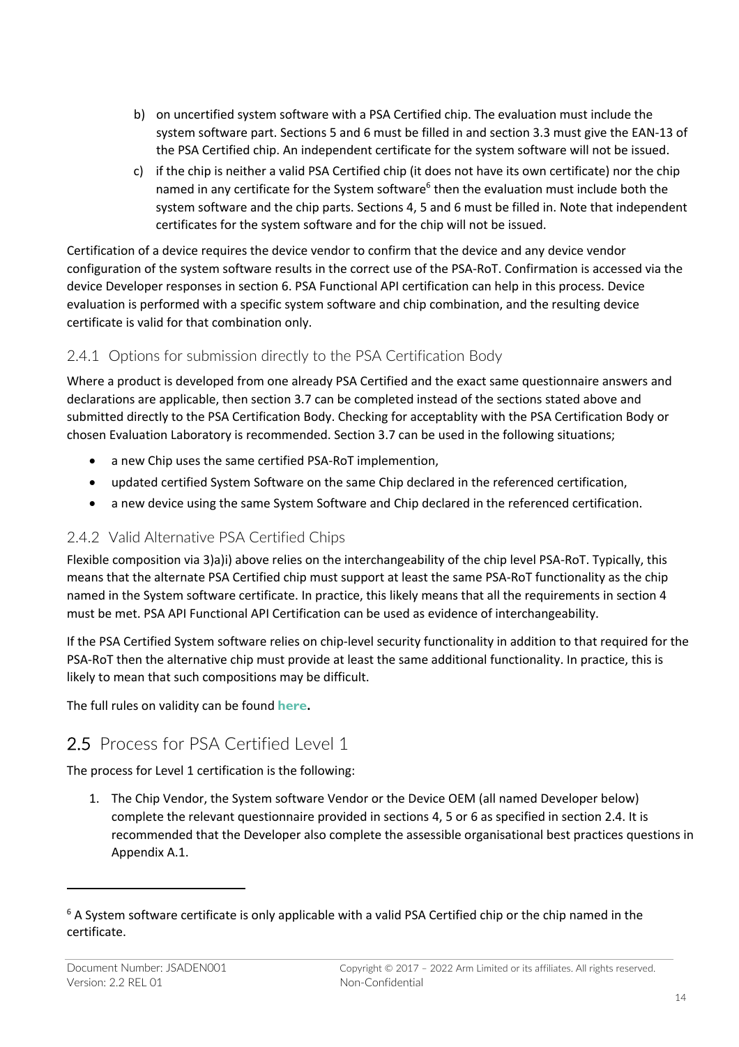b) on uncertified system software with a PSA Certified chip. The evaluation must include the system software part. Sections 5 and 6 must be filled in and section 3.3 must give the EAN-13 of the PSA Certified chip. An independent certificate for the system software will not be issued.

c) if the chip is neither a valid PSA Certified chip (it does not have its own certificate) nor the chip named in any certificate for the System software[6] then the evaluation must include both the system software and the chip parts. Sections 4, 5 and 6 must be filled in. Note that independent certificates for the system software and for the chip will not be issued.

Certification of a device requires the device vendor to confirm that the device and any device vendor configuration of the system software results in the correct use of the PSA-RoT. Confirmation is accessed via the device Developer responses in section 6. PSA Functional API certification can help in this process. Device evaluation is performed with a specific system software and chip combination, and the resulting device certificate is valid for that combination only.

### 2.4.1 Options for submission directly to the PSA Certification Body

Where a product is developed from one already PSA Certified and the exact same questionnaire answers and declarations are applicable, then section 3.7 can be completed instead of the sections stated above and submitted directly to the PSA Certification Body. Checking for acceptablity with the PSA Certification Body or chosen Evaluation Laboratory is recommended. Section 3.7 can be used in the following situations;

- a new Chip uses the same certified PSA-RoT implemention,
- updated certified System Software on the same Chip declared in the referenced certification,
- a new device using the same System Software and Chip declared in the referenced certification.

### 2.4.2 Valid Alternative PSA Certified Chips

Flexible composition via 3)a)i) above relies on the interchangeability of the chip level PSA-RoT. Typically, this means that the alternate PSA Certified chip must support at least the same PSA-RoT functionality as the chip named in the System software certificate. In practice, this likely means that all the requirements in section 4 must be met. PSA API Functional API Certification can be used as evidence of interchangeability.

If the PSA Certified System software relies on chip-level security functionality in addition to that required for the PSA-RoT then the alternative chip must provide at least the same additional functionality. In practice, this is likely to mean that such compositions may be difficult.

The full rules on validity can be found **here.**

## 2.5 Process for PSA Certified Level 1

The process for Level 1 certification is the following:

1. The Chip Vendor, the System software Vendor or the Device OEM (all named Developer below) complete the relevant questionnaire provided in sections 4, 5 or 6 as specified in section 2.4. It is recommended that the Developer also complete the assessible organisational best practices questions in Appendix A.1.

---

[6] A System software certificate is only applicable with a valid PSA Certified chip or the chip named in the certificate.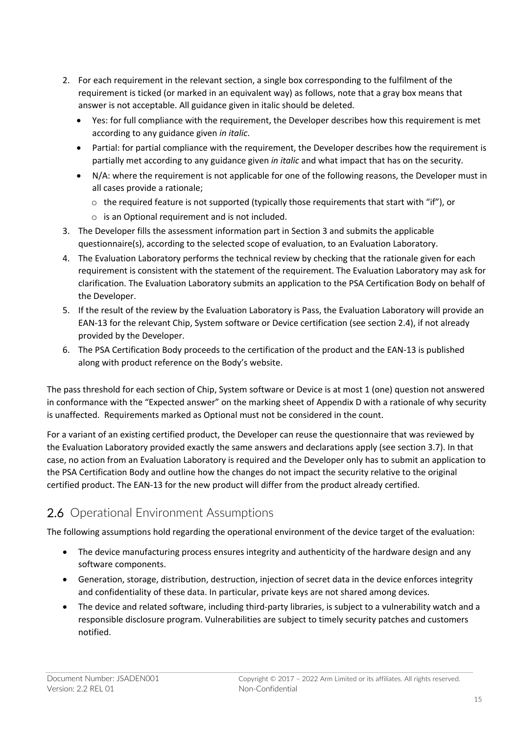2. For each requirement in the relevant section, a single box corresponding to the fulfilment of the requirement is ticked (or marked in an equivalent way) as follows, note that a gray box means that answer is not acceptable. All guidance given in italic should be deleted.
   - Yes: for full compliance with the requirement, the Developer describes how this requirement is met according to any guidance given *in italic*.
   - Partial: for partial compliance with the requirement, the Developer describes how the requirement is partially met according to any guidance given *in italic* and what impact that has on the security.
   - N/A: where the requirement is not applicable for one of the following reasons, the Developer must in all cases provide a rationale;
     - the required feature is not supported (typically those requirements that start with "if"), or
     - is an Optional requirement and is not included.
3. The Developer fills the assessment information part in Section 3 and submits the applicable questionnaire(s), according to the selected scope of evaluation, to an Evaluation Laboratory.
4. The Evaluation Laboratory performs the technical review by checking that the rationale given for each requirement is consistent with the statement of the requirement. The Evaluation Laboratory may ask for clarification. The Evaluation Laboratory submits an application to the PSA Certification Body on behalf of the Developer.
5. If the result of the review by the Evaluation Laboratory is Pass, the Evaluation Laboratory will provide an EAN-13 for the relevant Chip, System software or Device certification (see section 2.4), if not already provided by the Developer.
6. The PSA Certification Body proceeds to the certification of the product and the EAN-13 is published along with product reference on the Body's website.

The pass threshold for each section of Chip, System software or Device is at most 1 (one) question not answered in conformance with the "Expected answer" on the marking sheet of Appendix D with a rationale of why security is unaffected. Requirements marked as Optional must not be considered in the count.

For a variant of an existing certified product, the Developer can reuse the questionnaire that was reviewed by the Evaluation Laboratory provided exactly the same answers and declarations apply (see section 3.7). In that case, no action from an Evaluation Laboratory is required and the Developer only has to submit an application to the PSA Certification Body and outline how the changes do not impact the security relative to the original certified product. The EAN-13 for the new product will differ from the product already certified.

## 2.6 Operational Environment Assumptions

The following assumptions hold regarding the operational environment of the device target of the evaluation:

- The device manufacturing process ensures integrity and authenticity of the hardware design and any software components.
- Generation, storage, distribution, destruction, injection of secret data in the device enforces integrity and confidentiality of these data. In particular, private keys are not shared among devices.
- The device and related software, including third-party libraries, is subject to a vulnerability watch and a responsible disclosure program. Vulnerabilities are subject to timely security patches and customers notified.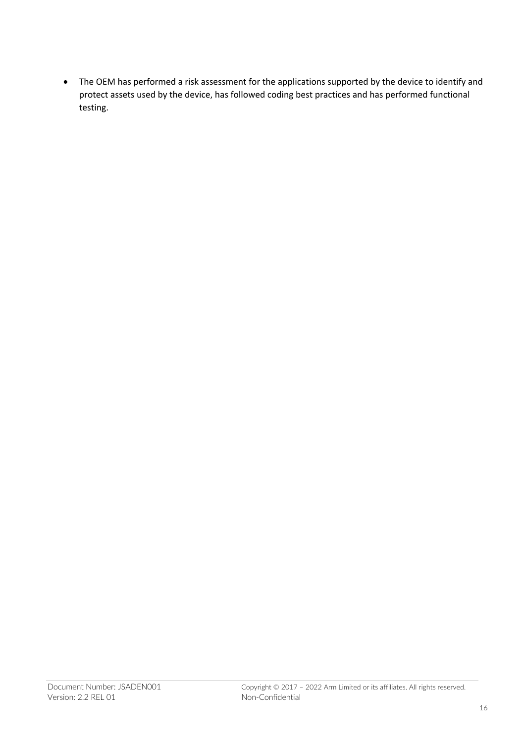- The OEM has performed a risk assessment for the applications supported by the device to identify and protect assets used by the device, has followed coding best practices and has performed functional testing.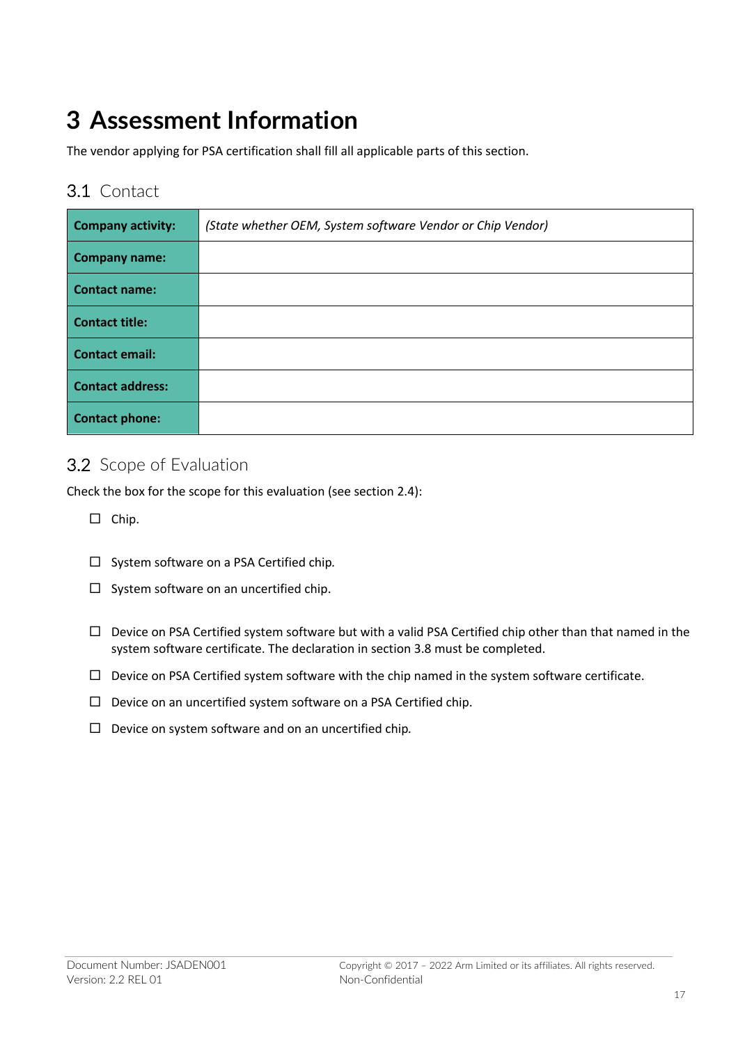# 3 Assessment Information

The vendor applying for PSA certification shall fill all applicable parts of this section.

## 3.1 Contact

| **Company activity:** | *(State whether OEM, System software Vendor or Chip Vendor)* |
|---|---|
| **Company name:** | |
| **Contact name:** | |
| **Contact title:** | |
| **Contact email:** | |
| **Contact address:** | |
| **Contact phone:** | |

## 3.2 Scope of Evaluation

Check the box for the scope for this evaluation (see section 2.4):

☐ Chip.

☐ System software on a PSA Certified chip.

☐ System software on an uncertified chip.

☐ Device on PSA Certified system software but with a valid PSA Certified chip other than that named in the system software certificate. The declaration in section 3.8 must be completed.

☐ Device on PSA Certified system software with the chip named in the system software certificate.

☐ Device on an uncertified system software on a PSA Certified chip.

☐ Device on system software and on an uncertified chip.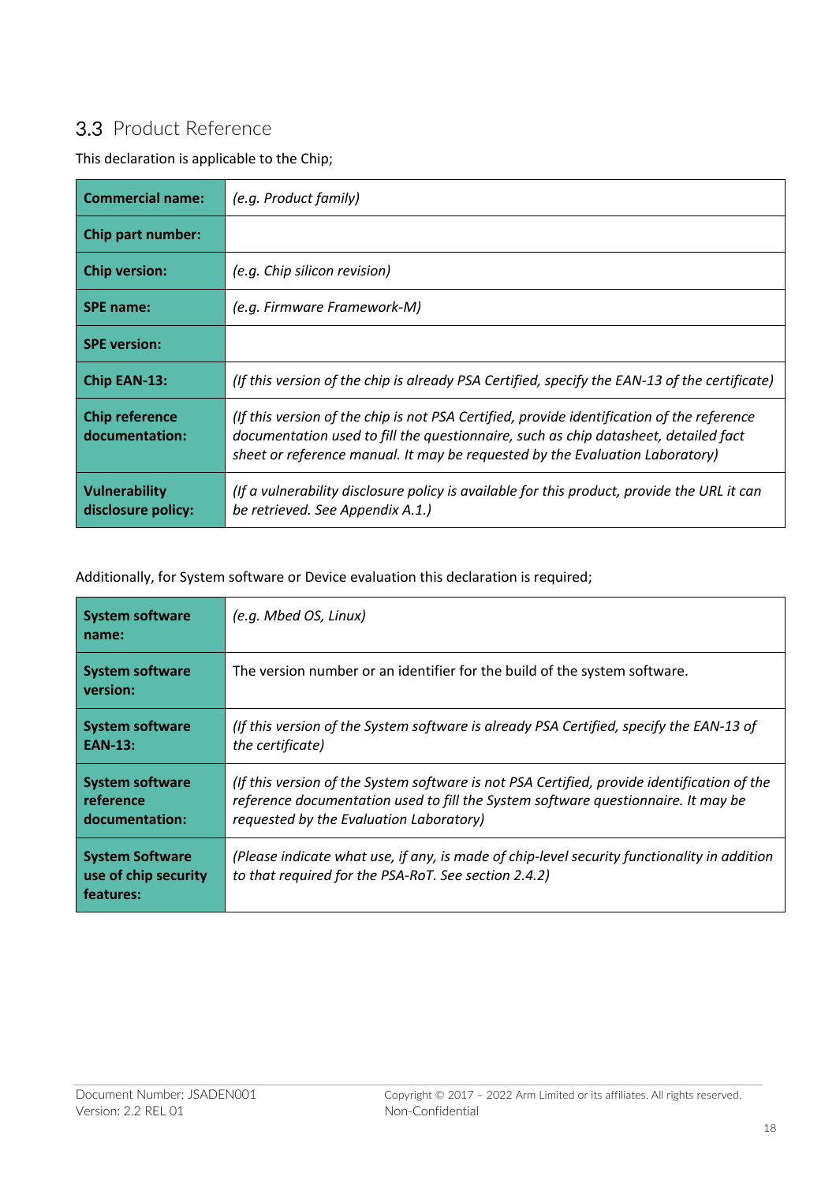## 3.3 Product Reference

This declaration is applicable to the Chip;

| | |
|---|---|
| **Commercial name:** | *(e.g. Product family)* |
| **Chip part number:** | |
| **Chip version:** | *(e.g. Chip silicon revision)* |
| **SPE name:** | *(e.g. Firmware Framework-M)* |
| **SPE version:** | |
| **Chip EAN-13:** | *(If this version of the chip is already PSA Certified, specify the EAN-13 of the certificate)* |
| **Chip reference documentation:** | *(If this version of the chip is not PSA Certified, provide identification of the reference documentation used to fill the questionnaire, such as chip datasheet, detailed fact sheet or reference manual. It may be requested by the Evaluation Laboratory)* |
| **Vulnerability disclosure policy:** | *(If a vulnerability disclosure policy is available for this product, provide the URL it can be retrieved. See Appendix A.1.)* |

Additionally, for System software or Device evaluation this declaration is required;

| | |
|---|---|
| **System software name:** | *(e.g. Mbed OS, Linux)* |
| **System software version:** | The version number or an identifier for the build of the system software. |
| **System software EAN-13:** | *(If this version of the System software is already PSA Certified, specify the EAN-13 of the certificate)* |
| **System software reference documentation:** | *(If this version of the System software is not PSA Certified, provide identification of the reference documentation used to fill the System software questionnaire. It may be requested by the Evaluation Laboratory)* |
| **System Software use of chip security features:** | *(Please indicate what use, if any, is made of chip-level security functionality in addition to that required for the PSA-RoT. See section 2.4.2)* |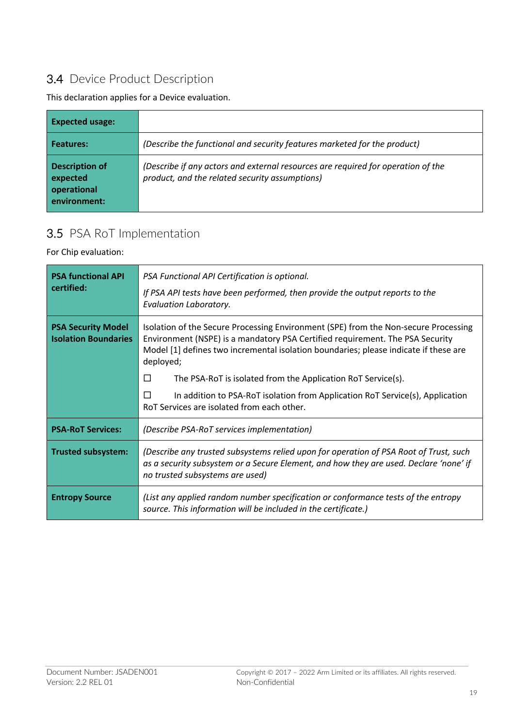## 3.4 Device Product Description

This declaration applies for a Device evaluation.

| **Expected usage:** | |
|---|---|
| **Features:** | *(Describe the functional and security features marketed for the product)* |
| **Description of expected operational environment:** | *(Describe if any actors and external resources are required for operation of the product, and the related security assumptions)* |

## 3.5 PSA RoT Implementation

For Chip evaluation:

| **PSA functional API certified:** | *PSA Functional API Certification is optional.*<br><br>*If PSA API tests have been performed, then provide the output reports to the Evaluation Laboratory.* |
|---|---|
| **PSA Security Model Isolation Boundaries** | Isolation of the Secure Processing Environment (SPE) from the Non-secure Processing Environment (NSPE) is a mandatory PSA Certified requirement. The PSA Security Model [1] defines two incremental isolation boundaries; please indicate if these are deployed;<br><br>☐ The PSA-RoT is isolated from the Application RoT Service(s).<br><br>☐ In addition to PSA-RoT isolation from Application RoT Service(s), Application RoT Services are isolated from each other. |
| **PSA-RoT Services:** | *(Describe PSA-RoT services implementation)* |
| **Trusted subsystem:** | *(Describe any trusted subsystems relied upon for operation of PSA Root of Trust, such as a security subsystem or a Secure Element, and how they are used. Declare 'none' if no trusted subsystems are used)* |
| **Entropy Source** | *(List any applied random number specification or conformance tests of the entropy source. This information will be included in the certificate.)* |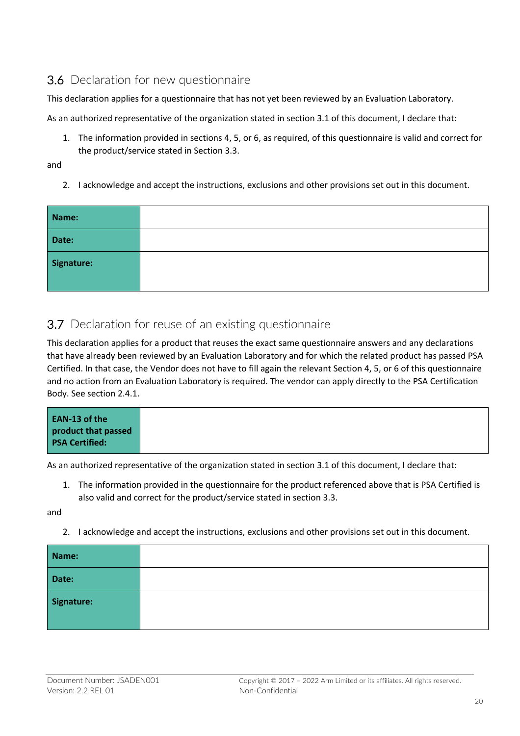## 3.6 Declaration for new questionnaire

This declaration applies for a questionnaire that has not yet been reviewed by an Evaluation Laboratory.

As an authorized representative of the organization stated in section 3.1 of this document, I declare that:

1. The information provided in sections 4, 5, or 6, as required, of this questionnaire is valid and correct for the product/service stated in Section 3.3.

and

2. I acknowledge and accept the instructions, exclusions and other provisions set out in this document.

| **Name:** | |
|---|---|
| **Date:** | |
| **Signature:** | |

## 3.7 Declaration for reuse of an existing questionnaire

This declaration applies for a product that reuses the exact same questionnaire answers and any declarations that have already been reviewed by an Evaluation Laboratory and for which the related product has passed PSA Certified. In that case, the Vendor does not have to fill again the relevant Section 4, 5, or 6 of this questionnaire and no action from an Evaluation Laboratory is required. The vendor can apply directly to the PSA Certification Body. See section 2.4.1.

| **EAN-13 of the product that passed PSA Certified:** | |
|---|---|

As an authorized representative of the organization stated in section 3.1 of this document, I declare that:

1. The information provided in the questionnaire for the product referenced above that is PSA Certified is also valid and correct for the product/service stated in section 3.3.

and

2. I acknowledge and accept the instructions, exclusions and other provisions set out in this document.

| **Name:** | |
|---|---|
| **Date:** | |
| **Signature:** | |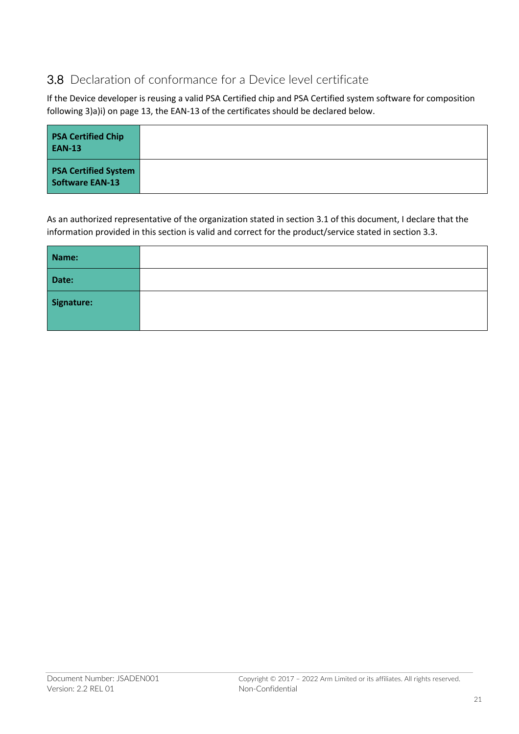## 3.8 Declaration of conformance for a Device level certificate

If the Device developer is reusing a valid PSA Certified chip and PSA Certified system software for composition following 3)a)i) on page 13, the EAN-13 of the certificates should be declared below.

| | |
|---|---|
| **PSA Certified Chip EAN-13** | |
| **PSA Certified System Software EAN-13** | |

As an authorized representative of the organization stated in section 3.1 of this document, I declare that the information provided in this section is valid and correct for the product/service stated in section 3.3.

| | |
|---|---|
| **Name:** | |
| **Date:** | |
| **Signature:** | |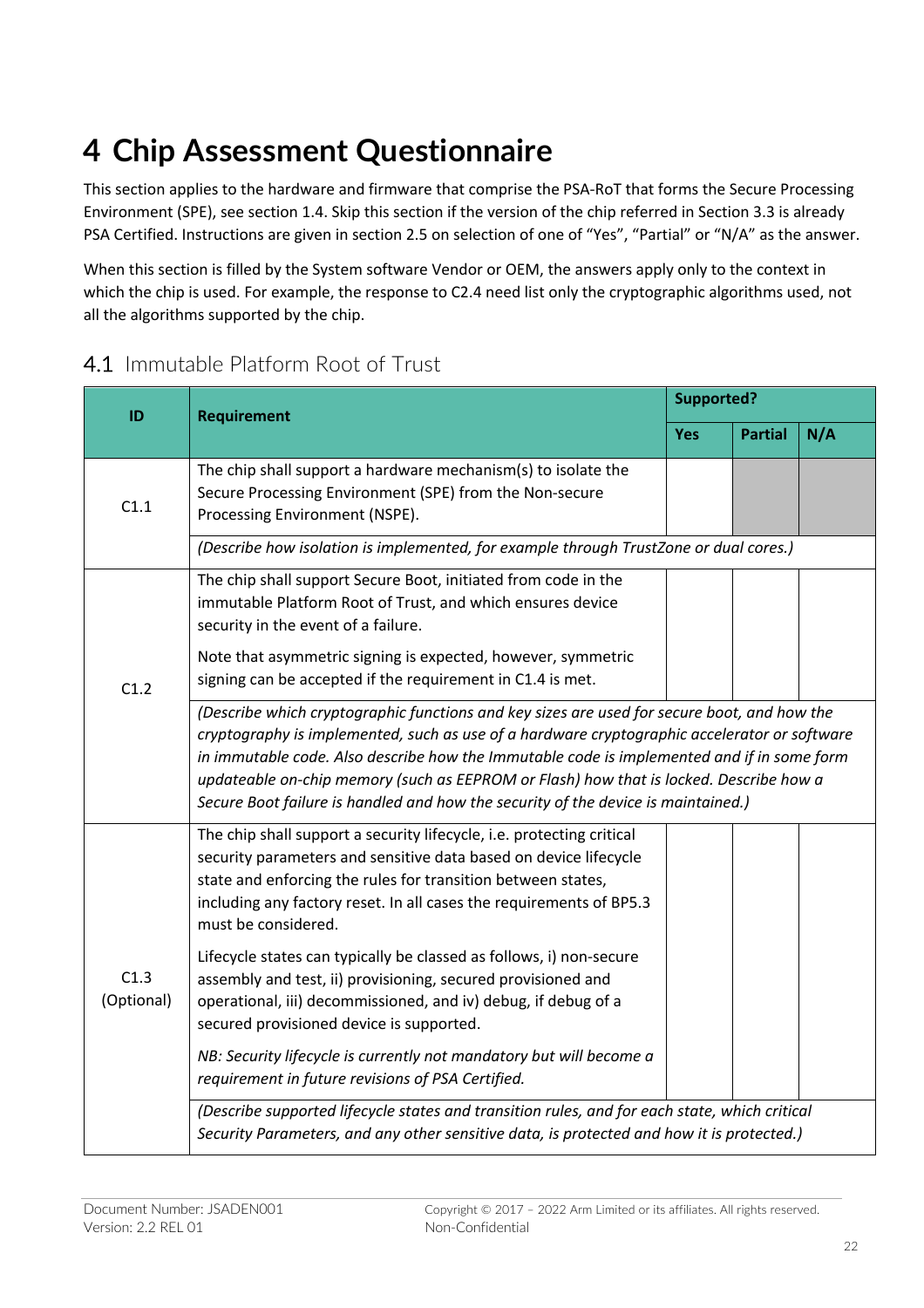# 4 Chip Assessment Questionnaire

This section applies to the hardware and firmware that comprise the PSA-RoT that forms the Secure Processing Environment (SPE), see section 1.4. Skip this section if the version of the chip referred in Section 3.3 is already PSA Certified. Instructions are given in section 2.5 on selection of one of "Yes", "Partial" or "N/A" as the answer.

When this section is filled by the System software Vendor or OEM, the answers apply only to the context in which the chip is used. For example, the response to C2.4 need list only the cryptographic algorithms used, not all the algorithms supported by the chip.

## 4.1 Immutable Platform Root of Trust

| ID | Requirement | Supported? | | |
|---|---|---|---|---|
| | | **Yes** | **Partial** | **N/A** |
| C1.1 | The chip shall support a hardware mechanism(s) to isolate the Secure Processing Environment (SPE) from the Non-secure Processing Environment (NSPE). | | | |
| | *(Describe how isolation is implemented, for example through TrustZone or dual cores.)* | | | |
| C1.2 | The chip shall support Secure Boot, initiated from code in the immutable Platform Root of Trust, and which ensures device security in the event of a failure.<br><br>Note that asymmetric signing is expected, however, symmetric signing can be accepted if the requirement in C1.4 is met. | | | |
| | *(Describe which cryptographic functions and key sizes are used for secure boot, and how the cryptography is implemented, such as use of a hardware cryptographic accelerator or software in immutable code. Also describe how the Immutable code is implemented and if in some form updateable on-chip memory (such as EEPROM or Flash) how that is locked. Describe how a Secure Boot failure is handled and how the security of the device is maintained.)* | | | |
| C1.3 (Optional) | The chip shall support a security lifecycle, i.e. protecting critical security parameters and sensitive data based on device lifecycle state and enforcing the rules for transition between states, including any factory reset. In all cases the requirements of BP5.3 must be considered.<br><br>Lifecycle states can typically be classed as follows, i) non-secure assembly and test, ii) provisioning, secured provisioned and operational, iii) decommissioned, and iv) debug, if debug of a secured provisioned device is supported.<br><br>*NB: Security lifecycle is currently not mandatory but will become a requirement in future revisions of PSA Certified.* | | | |
| | *(Describe supported lifecycle states and transition rules, and for each state, which critical Security Parameters, and any other sensitive data, is protected and how it is protected.)* | | | |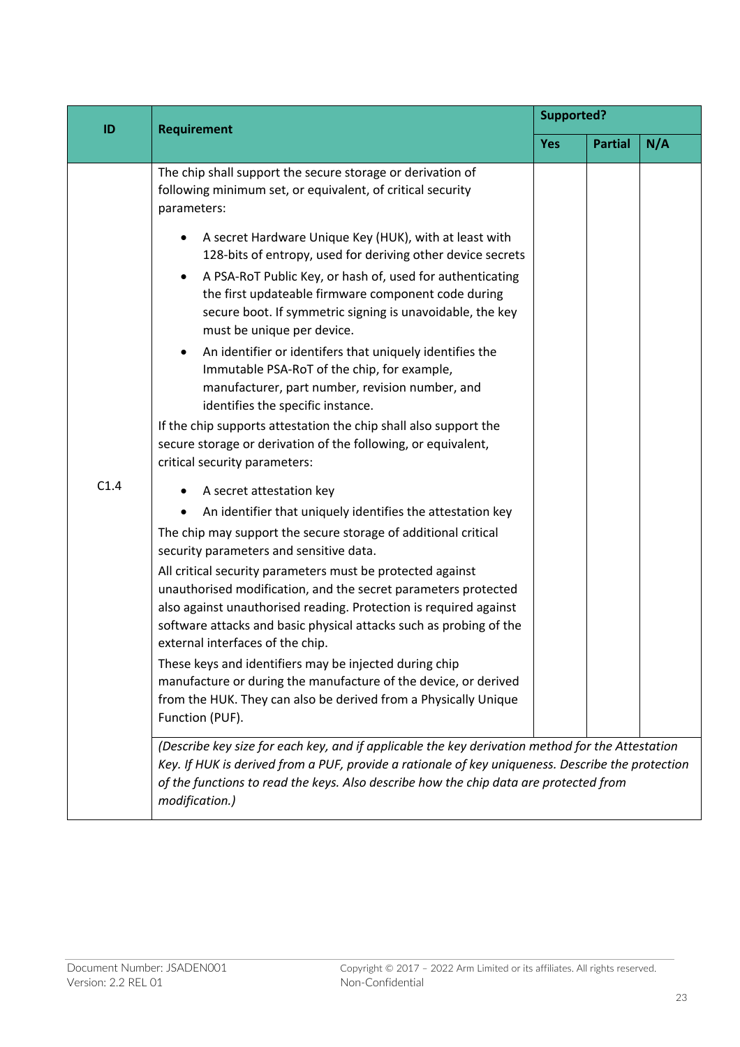| ID | Requirement | Supported? | | |
|---|---|---|---|---|
| | | Yes | Partial | N/A |
| C1.4 | The chip shall support the secure storage or derivation of following minimum set, or equivalent, of critical security parameters:<br><br>• A secret Hardware Unique Key (HUK), with at least with 128-bits of entropy, used for deriving other device secrets<br>• A PSA-RoT Public Key, or hash of, used for authenticating the first updateable firmware component code during secure boot. If symmetric signing is unavoidable, the key must be unique per device.<br>• An identifier or identifers that uniquely identifies the Immutable PSA-RoT of the chip, for example, manufacturer, part number, revision number, and identifies the specific instance.<br><br>If the chip supports attestation the chip shall also support the secure storage or derivation of the following, or equivalent, critical security parameters:<br><br>• A secret attestation key<br>• An identifier that uniquely identifies the attestation key<br><br>The chip may support the secure storage of additional critical security parameters and sensitive data.<br><br>All critical security parameters must be protected against unauthorised modification, and the secret parameters protected also against unauthorised reading. Protection is required against software attacks and basic physical attacks such as probing of the external interfaces of the chip.<br><br>These keys and identifiers may be injected during chip manufacture or during the manufacture of the device, or derived from the HUK. They can also be derived from a Physically Unique Function (PUF). | | | |
| | *(Describe key size for each key, and if applicable the key derivation method for the Attestation Key. If HUK is derived from a PUF, provide a rationale of key uniqueness. Describe the protection of the functions to read the keys. Also describe how the chip data are protected from modification.)* | | | |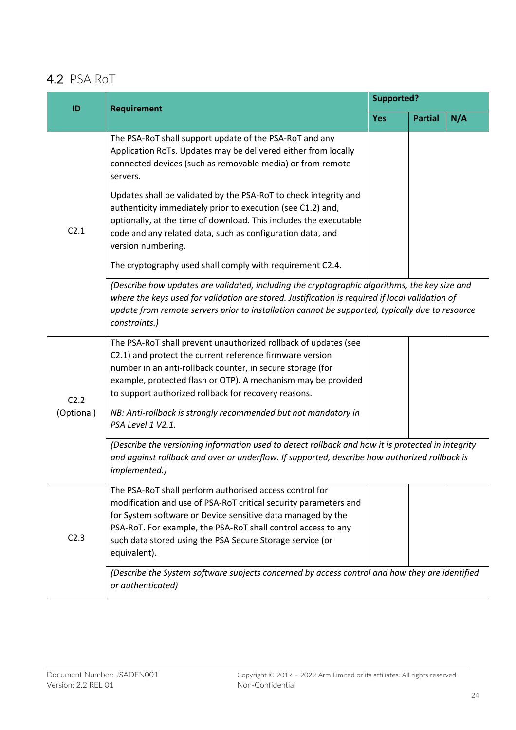## 4.2 PSA RoT

| ID | Requirement | Supported? | | |
|---|---|---|---|---|
| | | Yes | Partial | N/A |
| C2.1 | The PSA-RoT shall support update of the PSA-RoT and any Application RoTs. Updates may be delivered either from locally connected devices (such as removable media) or from remote servers.<br><br>Updates shall be validated by the PSA-RoT to check integrity and authenticity immediately prior to execution (see C1.2) and, optionally, at the time of download. This includes the executable code and any related data, such as configuration data, and version numbering.<br><br>The cryptography used shall comply with requirement C2.4. | | | |
| | *(Describe how updates are validated, including the cryptographic algorithms, the key size and where the keys used for validation are stored. Justification is required if local validation of update from remote servers prior to installation cannot be supported, typically due to resource constraints.)* | | | |
| C2.2 (Optional) | The PSA-RoT shall prevent unauthorized rollback of updates (see C2.1) and protect the current reference firmware version number in an anti-rollback counter, in secure storage (for example, protected flash or OTP). A mechanism may be provided to support authorized rollback for recovery reasons.<br><br>*NB: Anti-rollback is strongly recommended but not mandatory in PSA Level 1 V2.1.* | | | |
| | *(Describe the versioning information used to detect rollback and how it is protected in integrity and against rollback and over or underflow. If supported, describe how authorized rollback is implemented.)* | | | |
| C2.3 | The PSA-RoT shall perform authorised access control for modification and use of PSA-RoT critical security parameters and for System software or Device sensitive data managed by the PSA-RoT. For example, the PSA-RoT shall control access to any such data stored using the PSA Secure Storage service (or equivalent). | | | |
| | *(Describe the System software subjects concerned by access control and how they are identified or authenticated)* | | | |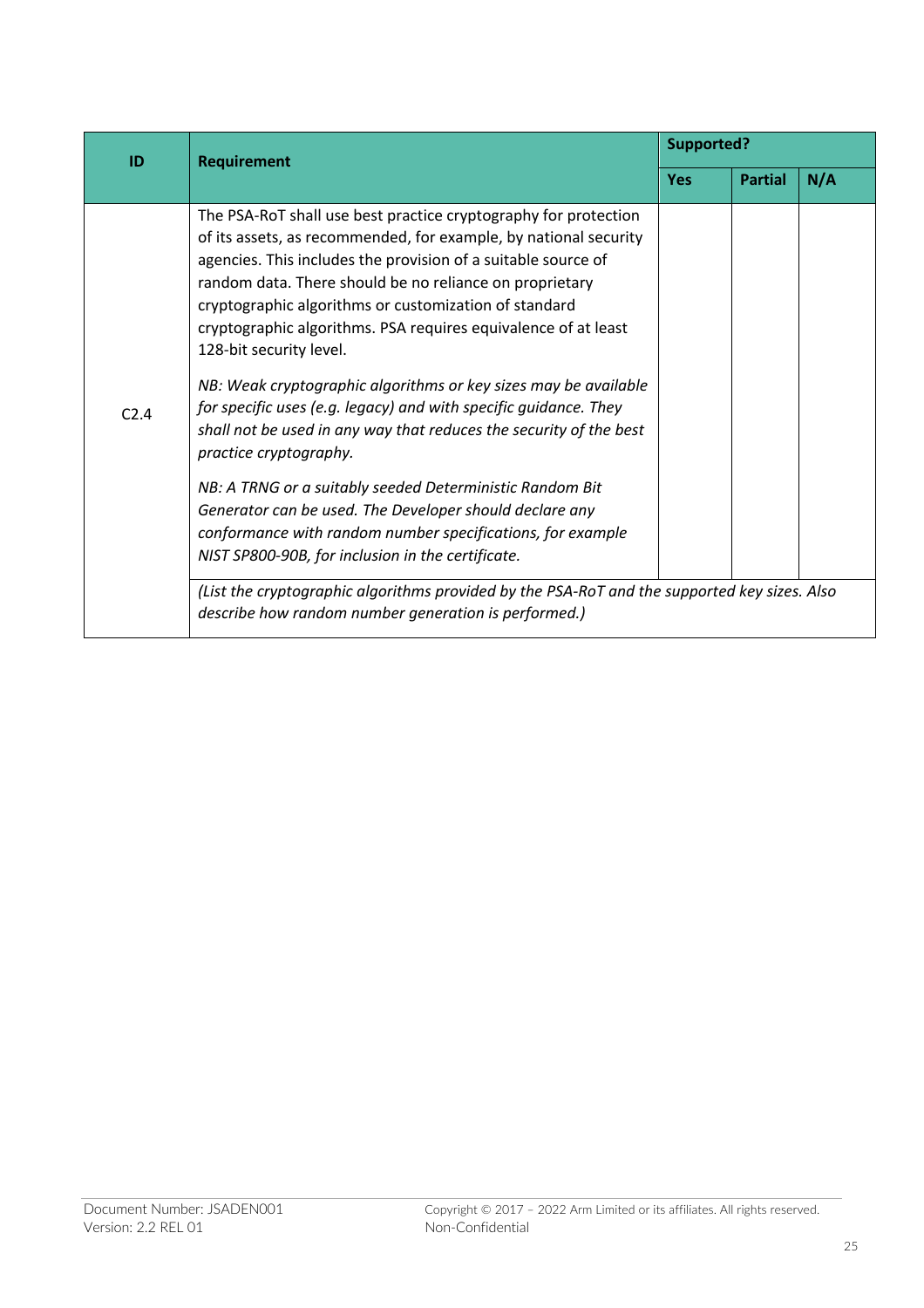| ID | Requirement | Supported? | | |
|---|---|---|---|---|
| | | Yes | Partial | N/A |
| C2.4 | The PSA-RoT shall use best practice cryptography for protection of its assets, as recommended, for example, by national security agencies. This includes the provision of a suitable source of random data. There should be no reliance on proprietary cryptographic algorithms or customization of standard cryptographic algorithms. PSA requires equivalence of at least 128-bit security level.<br><br>*NB: Weak cryptographic algorithms or key sizes may be available for specific uses (e.g. legacy) and with specific guidance. They shall not be used in any way that reduces the security of the best practice cryptography.*<br><br>*NB: A TRNG or a suitably seeded Deterministic Random Bit Generator can be used. The Developer should declare any conformance with random number specifications, for example NIST SP800-90B, for inclusion in the certificate.* | | | |
| | *(List the cryptographic algorithms provided by the PSA-RoT and the supported key sizes. Also describe how random number generation is performed.)* | | | |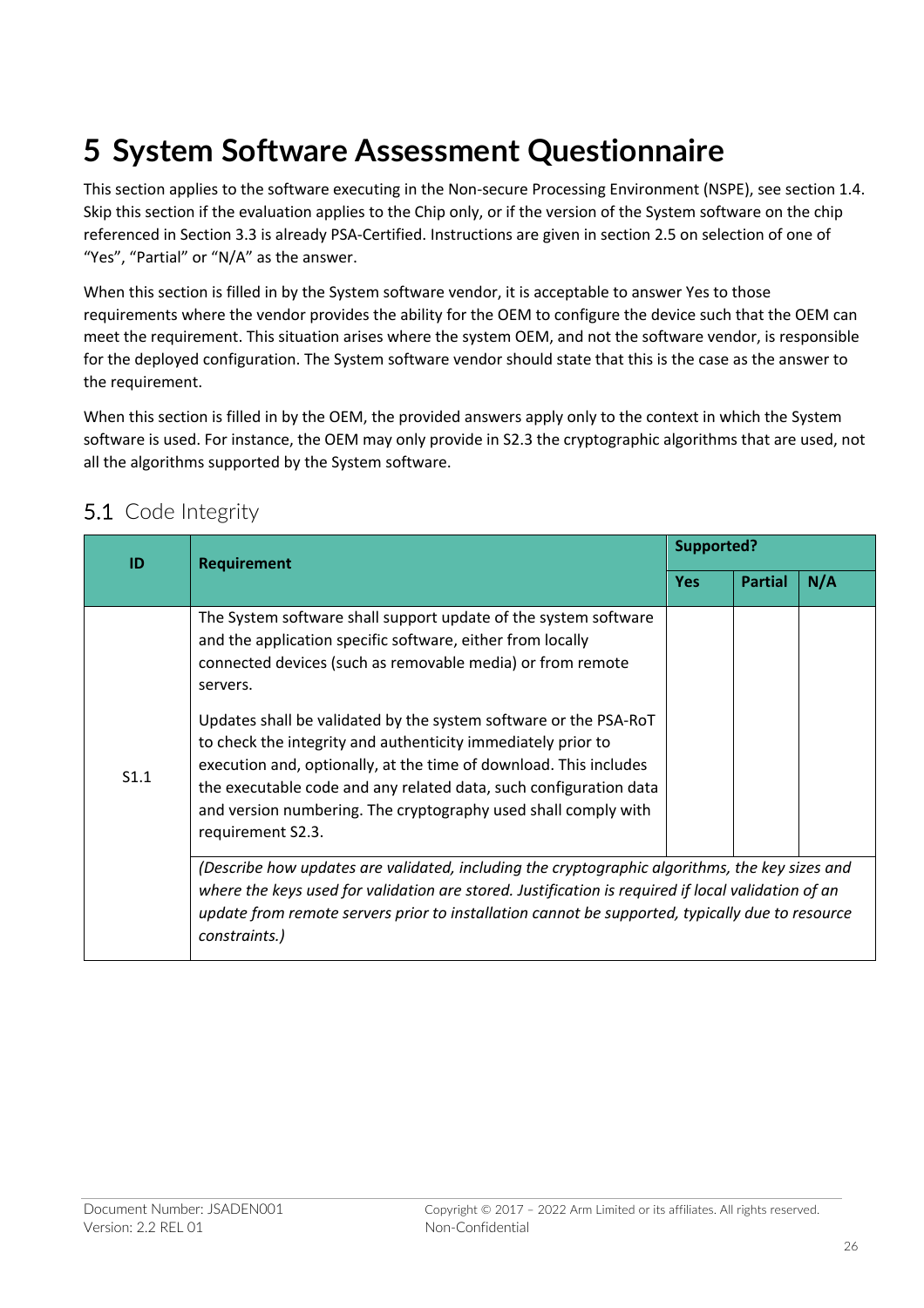# 5 System Software Assessment Questionnaire

This section applies to the software executing in the Non-secure Processing Environment (NSPE), see section 1.4. Skip this section if the evaluation applies to the Chip only, or if the version of the System software on the chip referenced in Section 3.3 is already PSA-Certified. Instructions are given in section 2.5 on selection of one of "Yes", "Partial" or "N/A" as the answer.

When this section is filled in by the System software vendor, it is acceptable to answer Yes to those requirements where the vendor provides the ability for the OEM to configure the device such that the OEM can meet the requirement. This situation arises where the system OEM, and not the software vendor, is responsible for the deployed configuration. The System software vendor should state that this is the case as the answer to the requirement.

When this section is filled in by the OEM, the provided answers apply only to the context in which the System software is used. For instance, the OEM may only provide in S2.3 the cryptographic algorithms that are used, not all the algorithms supported by the System software.

## 5.1 Code Integrity

| ID | Requirement | Supported? | | |
|---|---|---|---|---|
| | | **Yes** | **Partial** | **N/A** |
| S1.1 | The System software shall support update of the system software and the application specific software, either from locally connected devices (such as removable media) or from remote servers.<br><br>Updates shall be validated by the system software or the PSA-RoT to check the integrity and authenticity immediately prior to execution and, optionally, at the time of download. This includes the executable code and any related data, such configuration data and version numbering. The cryptography used shall comply with requirement S2.3. | | | |
| | *(Describe how updates are validated, including the cryptographic algorithms, the key sizes and where the keys used for validation are stored. Justification is required if local validation of an update from remote servers prior to installation cannot be supported, typically due to resource constraints.)* | | | |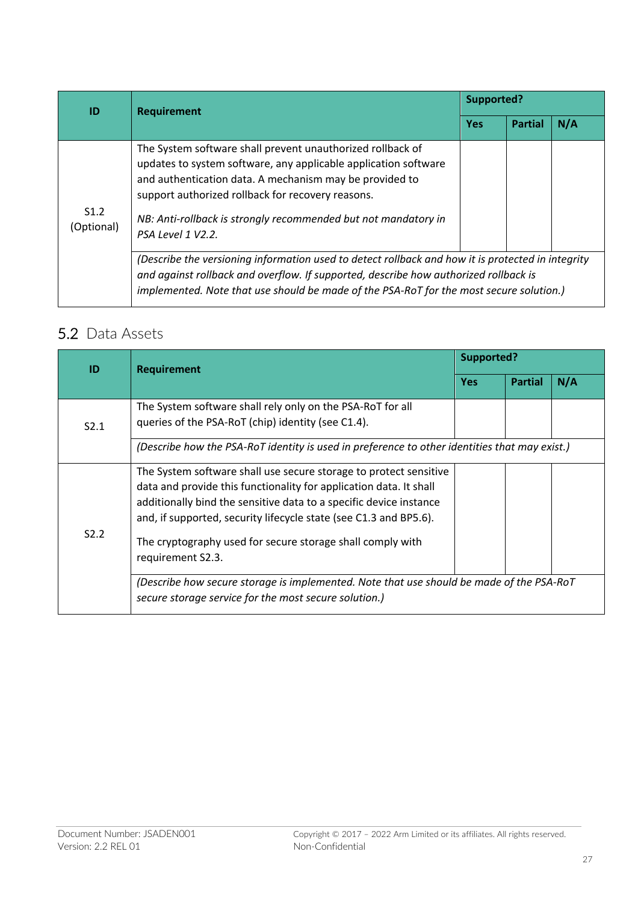| ID | Requirement | Supported? | | |
|---|---|---|---|---|
| | | Yes | Partial | N/A |
| S1.2 (Optional) | The System software shall prevent unauthorized rollback of updates to system software, any applicable application software and authentication data. A mechanism may be provided to support authorized rollback for recovery reasons.<br><br>*NB: Anti-rollback is strongly recommended but not mandatory in PSA Level 1 V2.2.* | | | |
| | *(Describe the versioning information used to detect rollback and how it is protected in integrity and against rollback and overflow. If supported, describe how authorized rollback is implemented. Note that use should be made of the PSA-RoT for the most secure solution.)* | | | |

## 5.2 Data Assets

| ID | Requirement | Supported? | | |
|---|---|---|---|---|
| | | Yes | Partial | N/A |
| S2.1 | The System software shall rely only on the PSA-RoT for all queries of the PSA-RoT (chip) identity (see C1.4). | | | |
| | *(Describe how the PSA-RoT identity is used in preference to other identities that may exist.)* | | | |
| S2.2 | The System software shall use secure storage to protect sensitive data and provide this functionality for application data. It shall additionally bind the sensitive data to a specific device instance and, if supported, security lifecycle state (see C1.3 and BP5.6).<br><br>The cryptography used for secure storage shall comply with requirement S2.3. | | | |
| | *(Describe how secure storage is implemented. Note that use should be made of the PSA-RoT secure storage service for the most secure solution.)* | | | |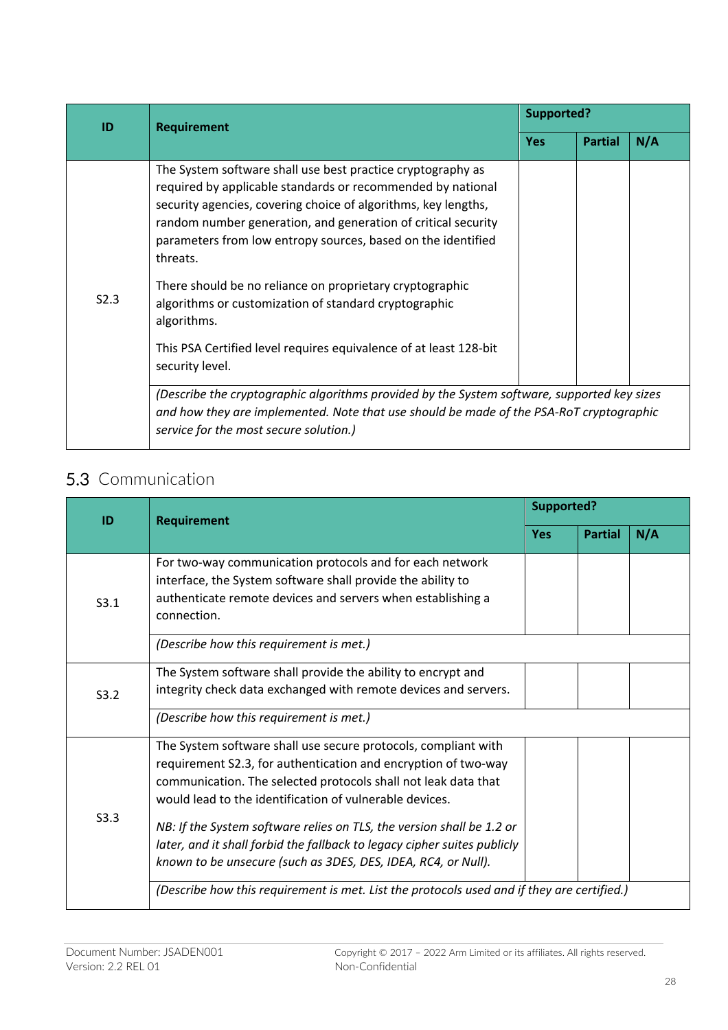| ID | Requirement | Supported? | | |
|---|---|---|---|---|
| | | Yes | Partial | N/A |
| S2.3 | The System software shall use best practice cryptography as required by applicable standards or recommended by national security agencies, covering choice of algorithms, key lengths, random number generation, and generation of critical security parameters from low entropy sources, based on the identified threats.<br><br>There should be no reliance on proprietary cryptographic algorithms or customization of standard cryptographic algorithms.<br><br>This PSA Certified level requires equivalence of at least 128-bit security level. | | | |
| | *(Describe the cryptographic algorithms provided by the System software, supported key sizes and how they are implemented. Note that use should be made of the PSA-RoT cryptographic service for the most secure solution.)* | | | |

## 5.3 Communication

| ID | Requirement | Supported? | | |
|---|---|---|---|---|
| | | Yes | Partial | N/A |
| S3.1 | For two-way communication protocols and for each network interface, the System software shall provide the ability to authenticate remote devices and servers when establishing a connection. | | | |
| | *(Describe how this requirement is met.)* | | | |
| S3.2 | The System software shall provide the ability to encrypt and integrity check data exchanged with remote devices and servers. | | | |
| | *(Describe how this requirement is met.)* | | | |
| S3.3 | The System software shall use secure protocols, compliant with requirement S2.3, for authentication and encryption of two-way communication. The selected protocols shall not leak data that would lead to the identification of vulnerable devices.<br><br>*NB: If the System software relies on TLS, the version shall be 1.2 or later, and it shall forbid the fallback to legacy cipher suites publicly known to be unsecure (such as 3DES, DES, IDEA, RC4, or Null).* | | | |
| | *(Describe how this requirement is met. List the protocols used and if they are certified.)* | | | |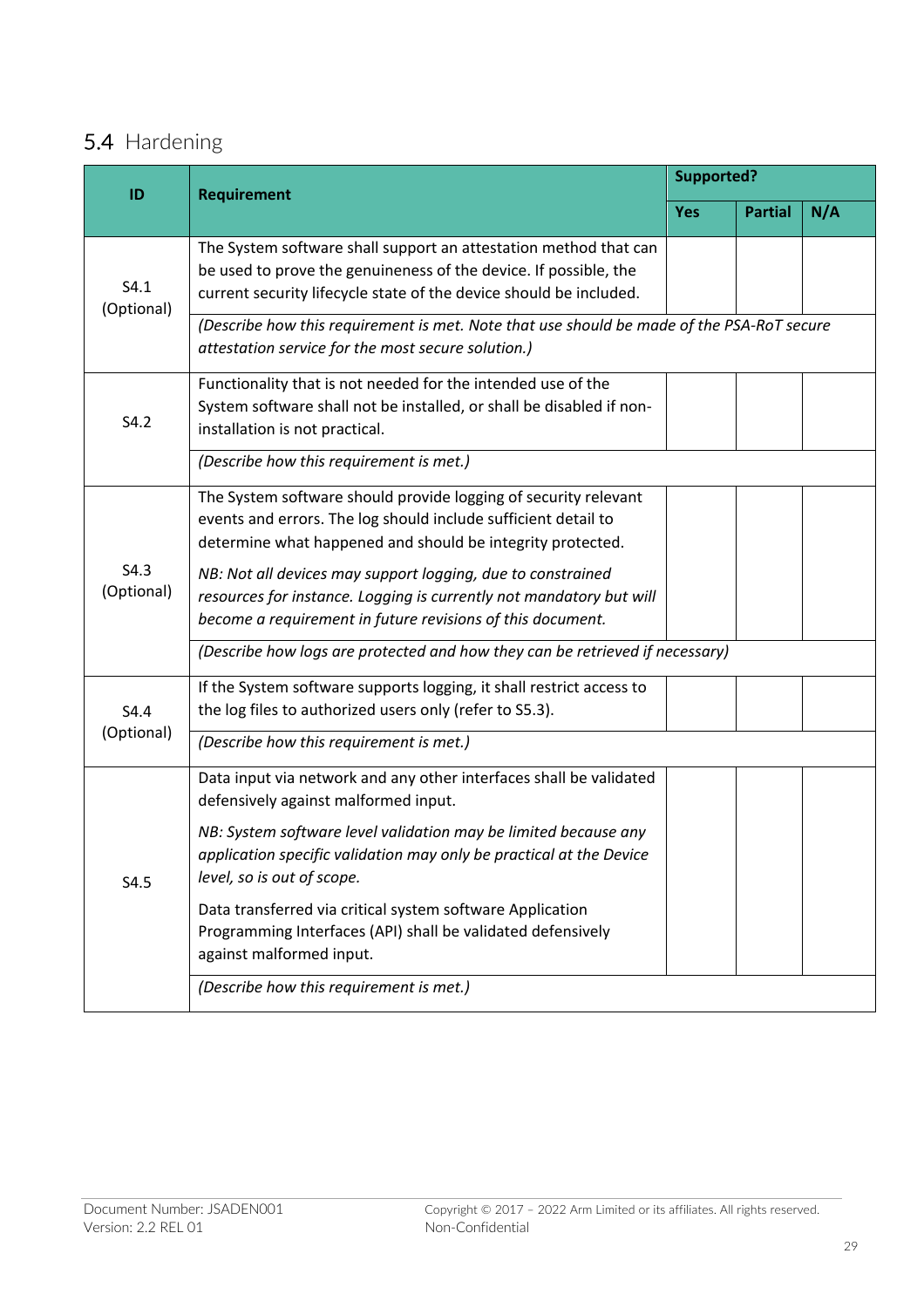## 5.4 Hardening

| ID | Requirement | Supported? | | |
|---|---|---|---|---|
| | | Yes | Partial | N/A |
| S4.1 (Optional) | The System software shall support an attestation method that can be used to prove the genuineness of the device. If possible, the current security lifecycle state of the device should be included. | | | |
| | *(Describe how this requirement is met. Note that use should be made of the PSA-RoT secure attestation service for the most secure solution.)* | | | |
| S4.2 | Functionality that is not needed for the intended use of the System software shall not be installed, or shall be disabled if non-installation is not practical. | | | |
| | *(Describe how this requirement is met.)* | | | |
| S4.3 (Optional) | The System software should provide logging of security relevant events and errors. The log should include sufficient detail to determine what happened and should be integrity protected.<br><br>*NB: Not all devices may support logging, due to constrained resources for instance. Logging is currently not mandatory but will become a requirement in future revisions of this document.* | | | |
| | *(Describe how logs are protected and how they can be retrieved if necessary)* | | | |
| S4.4 (Optional) | If the System software supports logging, it shall restrict access to the log files to authorized users only (refer to S5.3). | | | |
| | *(Describe how this requirement is met.)* | | | |
| S4.5 | Data input via network and any other interfaces shall be validated defensively against malformed input.<br><br>*NB: System software level validation may be limited because any application specific validation may only be practical at the Device level, so is out of scope.*<br><br>Data transferred via critical system software Application Programming Interfaces (API) shall be validated defensively against malformed input. | | | |
| | *(Describe how this requirement is met.)* | | | |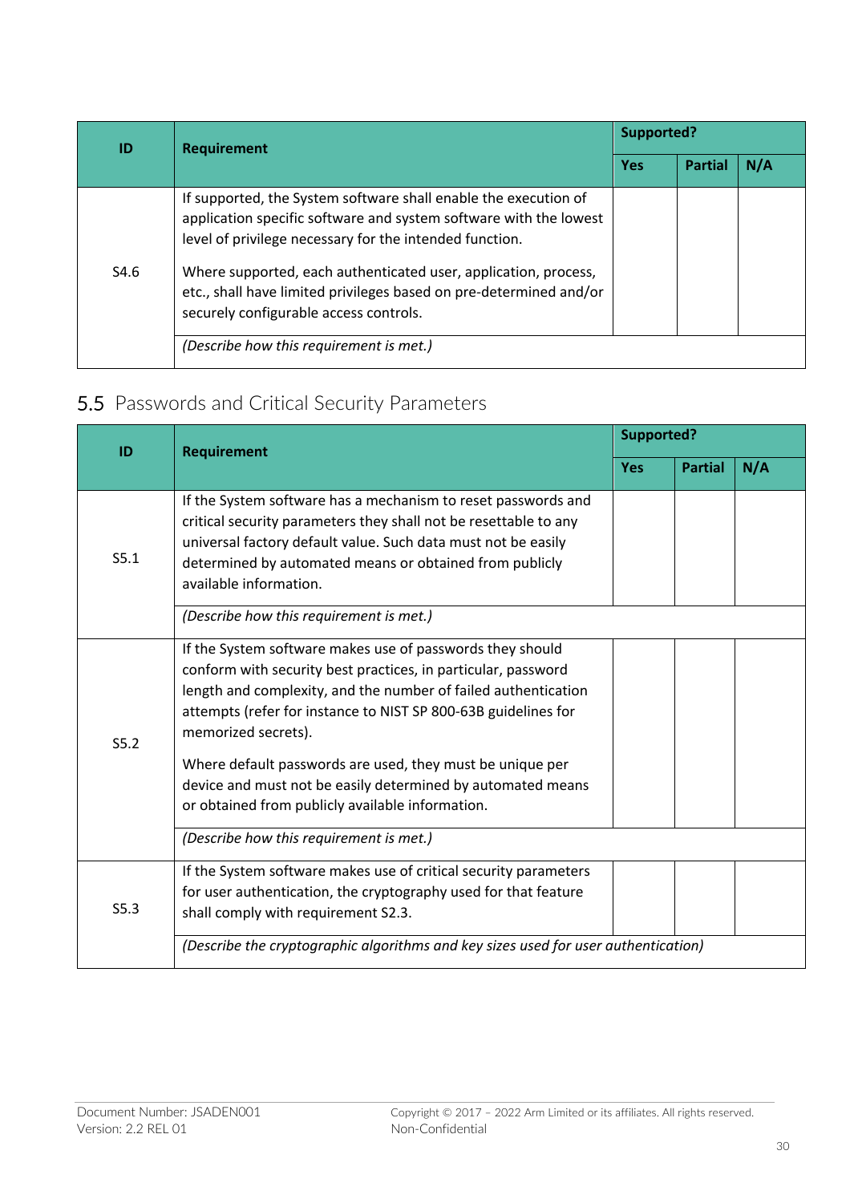| ID | Requirement | Supported? | | |
|---|---|---|---|---|
| | | Yes | Partial | N/A |
| S4.6 | If supported, the System software shall enable the execution of application specific software and system software with the lowest level of privilege necessary for the intended function.<br><br>Where supported, each authenticated user, application, process, etc., shall have limited privileges based on pre-determined and/or securely configurable access controls. | | | |
| | *(Describe how this requirement is met.)* | | | |

## 5.5 Passwords and Critical Security Parameters

| ID | Requirement | Supported? | | |
|---|---|---|---|---|
| | | Yes | Partial | N/A |
| S5.1 | If the System software has a mechanism to reset passwords and critical security parameters they shall not be resettable to any universal factory default value. Such data must not be easily determined by automated means or obtained from publicly available information. | | | |
| | *(Describe how this requirement is met.)* | | | |
| S5.2 | If the System software makes use of passwords they should conform with security best practices, in particular, password length and complexity, and the number of failed authentication attempts (refer for instance to NIST SP 800-63B guidelines for memorized secrets).<br><br>Where default passwords are used, they must be unique per device and must not be easily determined by automated means or obtained from publicly available information. | | | |
| | *(Describe how this requirement is met.)* | | | |
| S5.3 | If the System software makes use of critical security parameters for user authentication, the cryptography used for that feature shall comply with requirement S2.3. | | | |
| | *(Describe the cryptographic algorithms and key sizes used for user authentication)* | | | |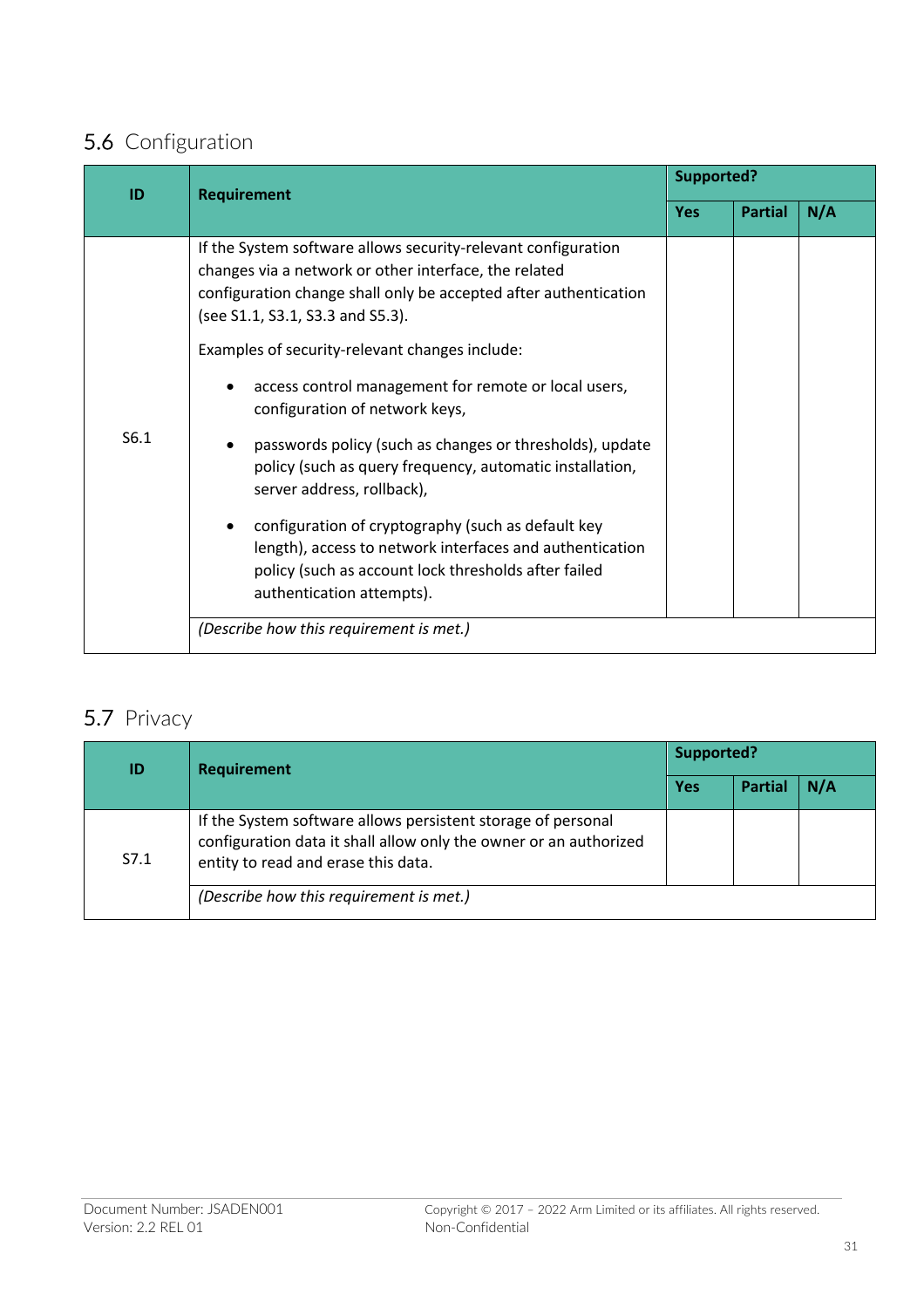## 5.6 Configuration

| ID | Requirement | Supported? | | |
|---|---|---|---|---|
| | | Yes | Partial | N/A |
| S6.1 | If the System software allows security-relevant configuration changes via a network or other interface, the related configuration change shall only be accepted after authentication (see S1.1, S3.1, S3.3 and S5.3).<br><br>Examples of security-relevant changes include:<br><br>• access control management for remote or local users, configuration of network keys,<br>• passwords policy (such as changes or thresholds), update policy (such as query frequency, automatic installation, server address, rollback),<br>• configuration of cryptography (such as default key length), access to network interfaces and authentication policy (such as account lock thresholds after failed authentication attempts). | | | |
| | *(Describe how this requirement is met.)* | | | |

## 5.7 Privacy

| ID | Requirement | Supported? | | |
|---|---|---|---|---|
| | | Yes | Partial | N/A |
| S7.1 | If the System software allows persistent storage of personal configuration data it shall allow only the owner or an authorized entity to read and erase this data. | | | |
| | *(Describe how this requirement is met.)* | | | |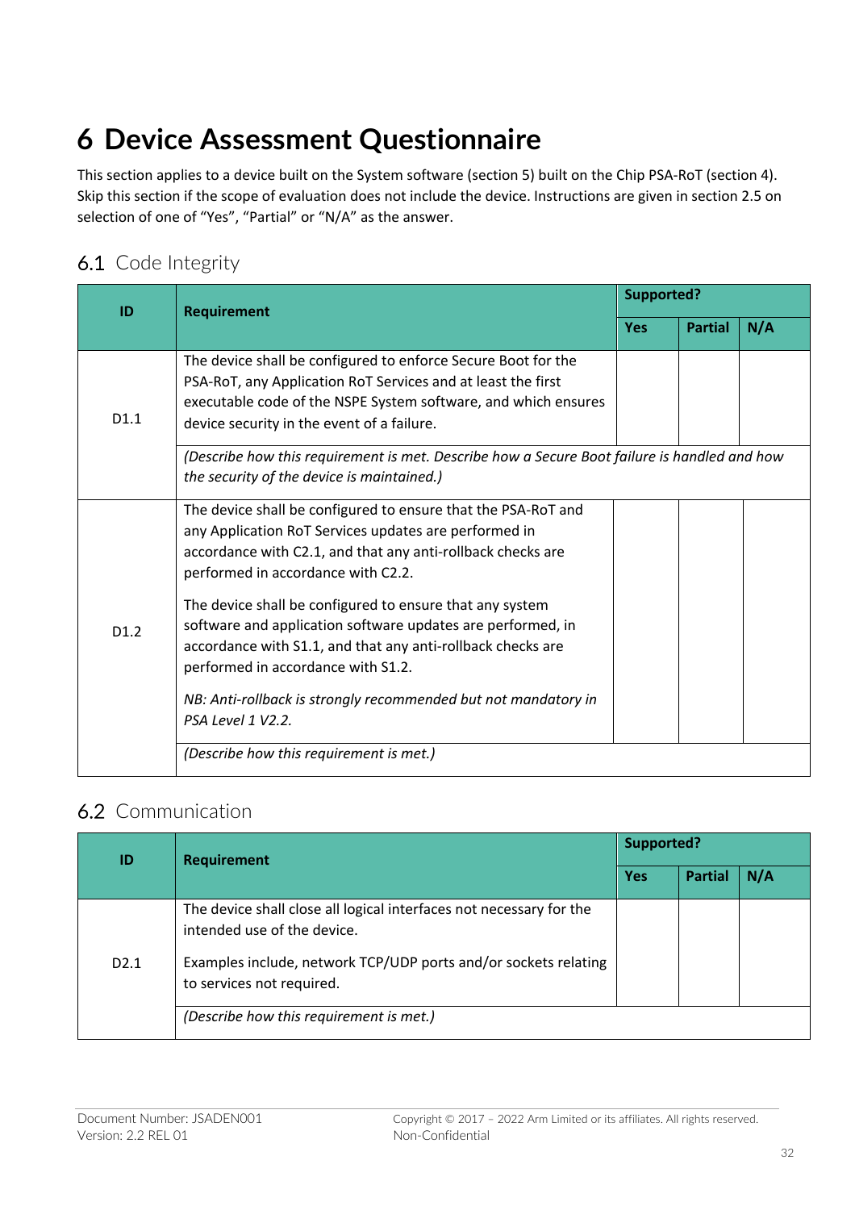# 6 Device Assessment Questionnaire

This section applies to a device built on the System software (section 5) built on the Chip PSA-RoT (section 4). Skip this section if the scope of evaluation does not include the device. Instructions are given in section 2.5 on selection of one of "Yes", "Partial" or "N/A" as the answer.

## 6.1 Code Integrity

| ID | Requirement | Supported? | | |
|---|---|---|---|---|
| | | Yes | Partial | N/A |
| D1.1 | The device shall be configured to enforce Secure Boot for the PSA-RoT, any Application RoT Services and at least the first executable code of the NSPE System software, and which ensures device security in the event of a failure. | | | |
| | *(Describe how this requirement is met. Describe how a Secure Boot failure is handled and how the security of the device is maintained.)* | | | |
| D1.2 | The device shall be configured to ensure that the PSA-RoT and any Application RoT Services updates are performed in accordance with C2.1, and that any anti-rollback checks are performed in accordance with C2.2.<br><br>The device shall be configured to ensure that any system software and application software updates are performed, in accordance with S1.1, and that any anti-rollback checks are performed in accordance with S1.2.<br><br>*NB: Anti-rollback is strongly recommended but not mandatory in PSA Level 1 V2.2.* | | | |
| | *(Describe how this requirement is met.)* | | | |

## 6.2 Communication

| ID | Requirement | Supported? | | |
|---|---|---|---|---|
| | | Yes | Partial | N/A |
| D2.1 | The device shall close all logical interfaces not necessary for the intended use of the device.<br><br>Examples include, network TCP/UDP ports and/or sockets relating to services not required. | | | |
| | *(Describe how this requirement is met.)* | | | |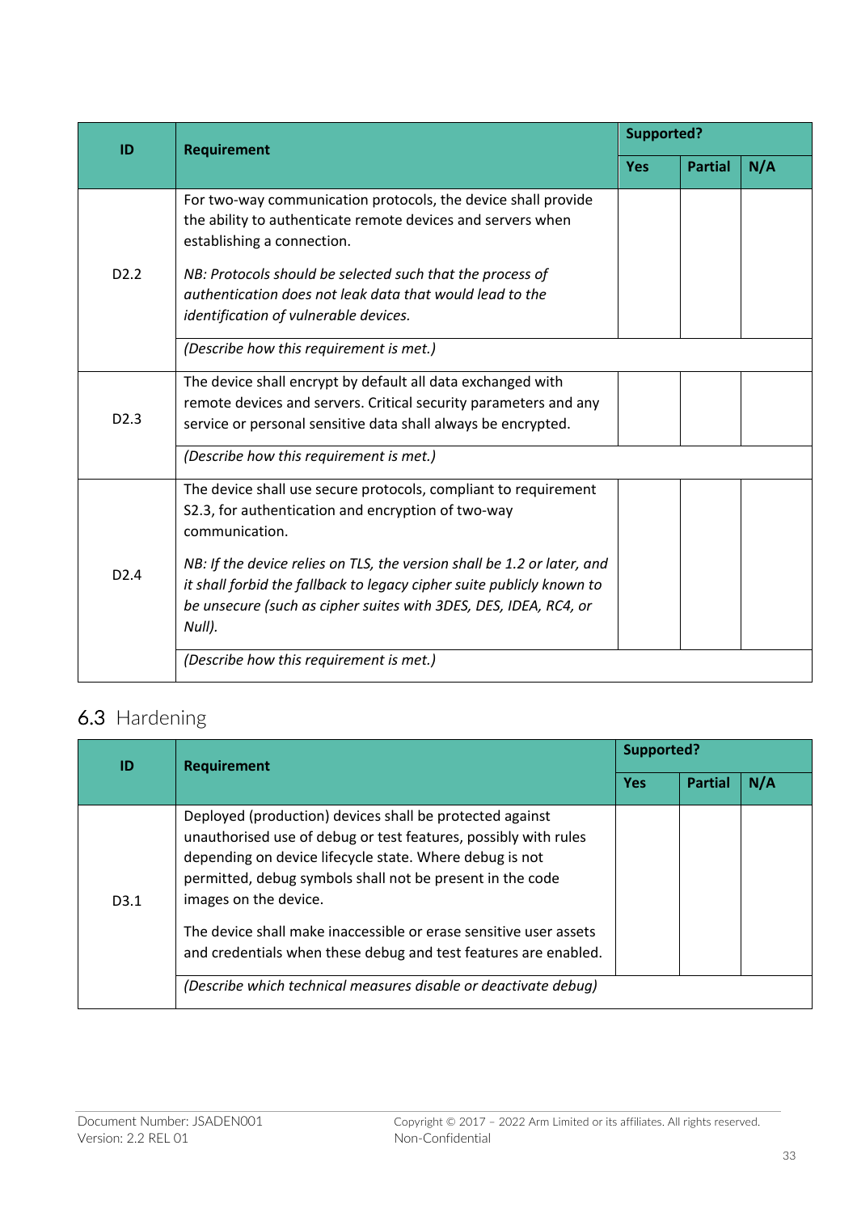| ID | Requirement | Supported? | | |
|---|---|---|---|---|
| | | Yes | Partial | N/A |
| D2.2 | For two-way communication protocols, the device shall provide the ability to authenticate remote devices and servers when establishing a connection.<br><br>*NB: Protocols should be selected such that the process of authentication does not leak data that would lead to the identification of vulnerable devices.* | | | |
| | *(Describe how this requirement is met.)* | | | |
| D2.3 | The device shall encrypt by default all data exchanged with remote devices and servers. Critical security parameters and any service or personal sensitive data shall always be encrypted. | | | |
| | *(Describe how this requirement is met.)* | | | |
| D2.4 | The device shall use secure protocols, compliant to requirement S2.3, for authentication and encryption of two-way communication.<br><br>*NB: If the device relies on TLS, the version shall be 1.2 or later, and it shall forbid the fallback to legacy cipher suite publicly known to be unsecure (such as cipher suites with 3DES, DES, IDEA, RC4, or Null).* | | | |
| | *(Describe how this requirement is met.)* | | | |

## 6.3 Hardening

| ID | Requirement | Supported? | | |
|---|---|---|---|---|
| | | Yes | Partial | N/A |
| D3.1 | Deployed (production) devices shall be protected against unauthorised use of debug or test features, possibly with rules depending on device lifecycle state. Where debug is not permitted, debug symbols shall not be present in the code images on the device.<br><br>The device shall make inaccessible or erase sensitive user assets and credentials when these debug and test features are enabled. | | | |
| | *(Describe which technical measures disable or deactivate debug)* | | | |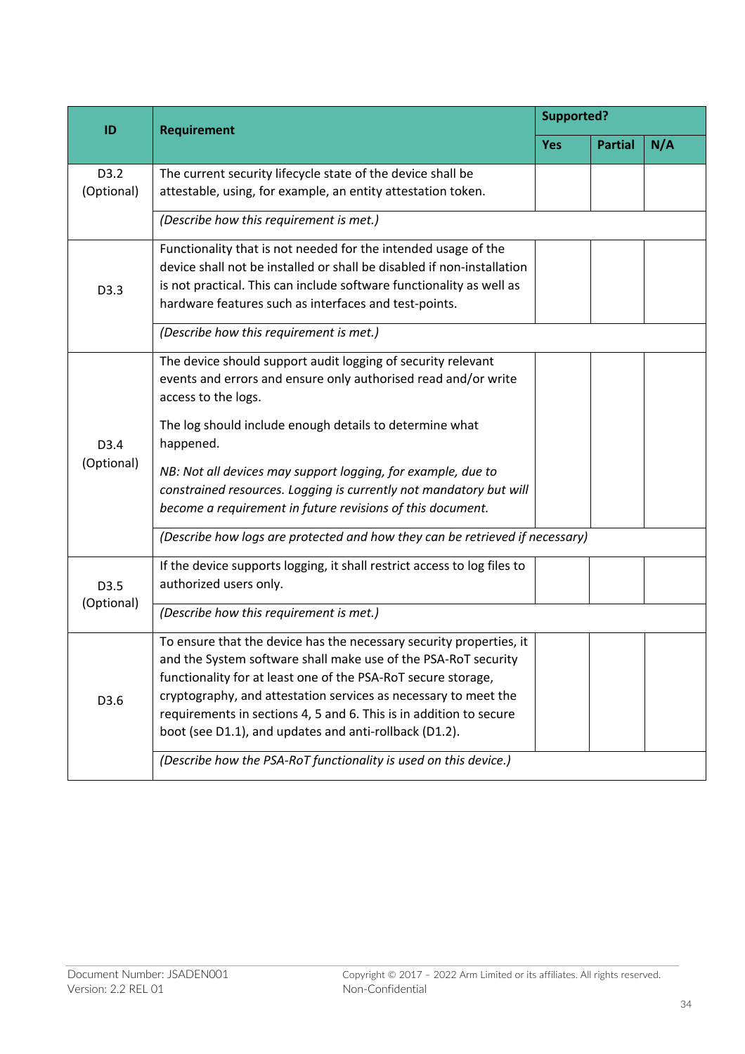| ID | Requirement | Supported? | | |
|---|---|---|---|---|
| | | Yes | Partial | N/A |
| D3.2 (Optional) | The current security lifecycle state of the device shall be attestable, using, for example, an entity attestation token. | | | |
| | *(Describe how this requirement is met.)* | | | |
| D3.3 | Functionality that is not needed for the intended usage of the device shall not be installed or shall be disabled if non-installation is not practical. This can include software functionality as well as hardware features such as interfaces and test-points. | | | |
| | *(Describe how this requirement is met.)* | | | |
| D3.4 (Optional) | The device should support audit logging of security relevant events and errors and ensure only authorised read and/or write access to the logs.<br><br>The log should include enough details to determine what happened.<br><br>*NB: Not all devices may support logging, for example, due to constrained resources. Logging is currently not mandatory but will become a requirement in future revisions of this document.* | | | |
| | *(Describe how logs are protected and how they can be retrieved if necessary)* | | | |
| D3.5 (Optional) | If the device supports logging, it shall restrict access to log files to authorized users only. | | | |
| | *(Describe how this requirement is met.)* | | | |
| D3.6 | To ensure that the device has the necessary security properties, it and the System software shall make use of the PSA-RoT security functionality for at least one of the PSA-RoT secure storage, cryptography, and attestation services as necessary to meet the requirements in sections 4, 5 and 6. This is in addition to secure boot (see D1.1), and updates and anti-rollback (D1.2). | | | |
| | *(Describe how the PSA-RoT functionality is used on this device.)* | | | |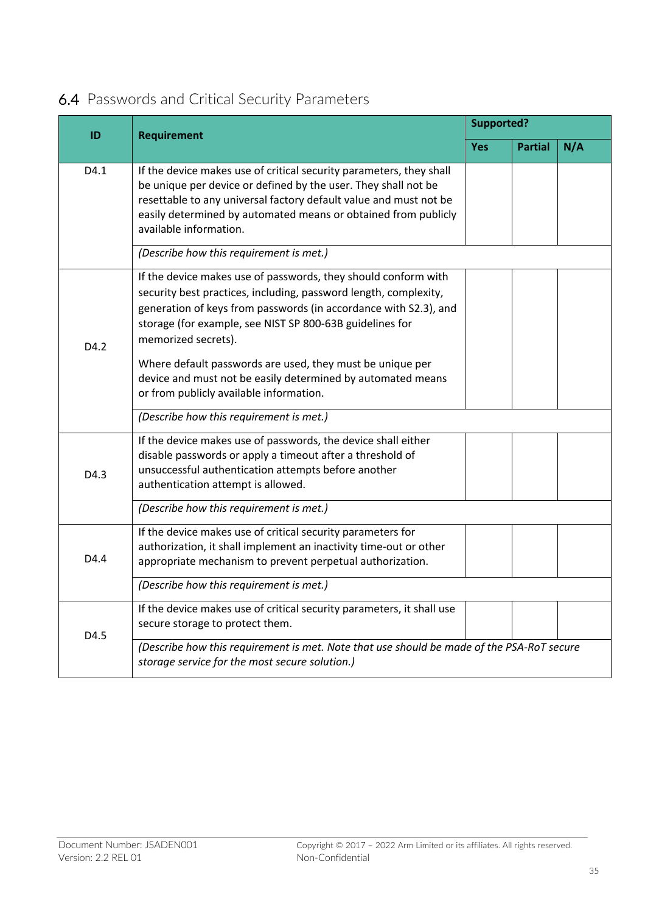## 6.4 Passwords and Critical Security Parameters

| ID | Requirement | Supported? | | |
|---|---|---|---|---|
| | | Yes | Partial | N/A |
| D4.1 | If the device makes use of critical security parameters, they shall be unique per device or defined by the user. They shall not be resettable to any universal factory default value and must not be easily determined by automated means or obtained from publicly available information. | | | |
| | *(Describe how this requirement is met.)* | | | |
| D4.2 | If the device makes use of passwords, they should conform with security best practices, including, password length, complexity, generation of keys from passwords (in accordance with S2.3), and storage (for example, see NIST SP 800-63B guidelines for memorized secrets).<br><br>Where default passwords are used, they must be unique per device and must not be easily determined by automated means or from publicly available information. | | | |
| | *(Describe how this requirement is met.)* | | | |
| D4.3 | If the device makes use of passwords, the device shall either disable passwords or apply a timeout after a threshold of unsuccessful authentication attempts before another authentication attempt is allowed. | | | |
| | *(Describe how this requirement is met.)* | | | |
| D4.4 | If the device makes use of critical security parameters for authorization, it shall implement an inactivity time-out or other appropriate mechanism to prevent perpetual authorization. | | | |
| | *(Describe how this requirement is met.)* | | | |
| D4.5 | If the device makes use of critical security parameters, it shall use secure storage to protect them. | | | |
| | *(Describe how this requirement is met. Note that use should be made of the PSA-RoT secure storage service for the most secure solution.)* | | | |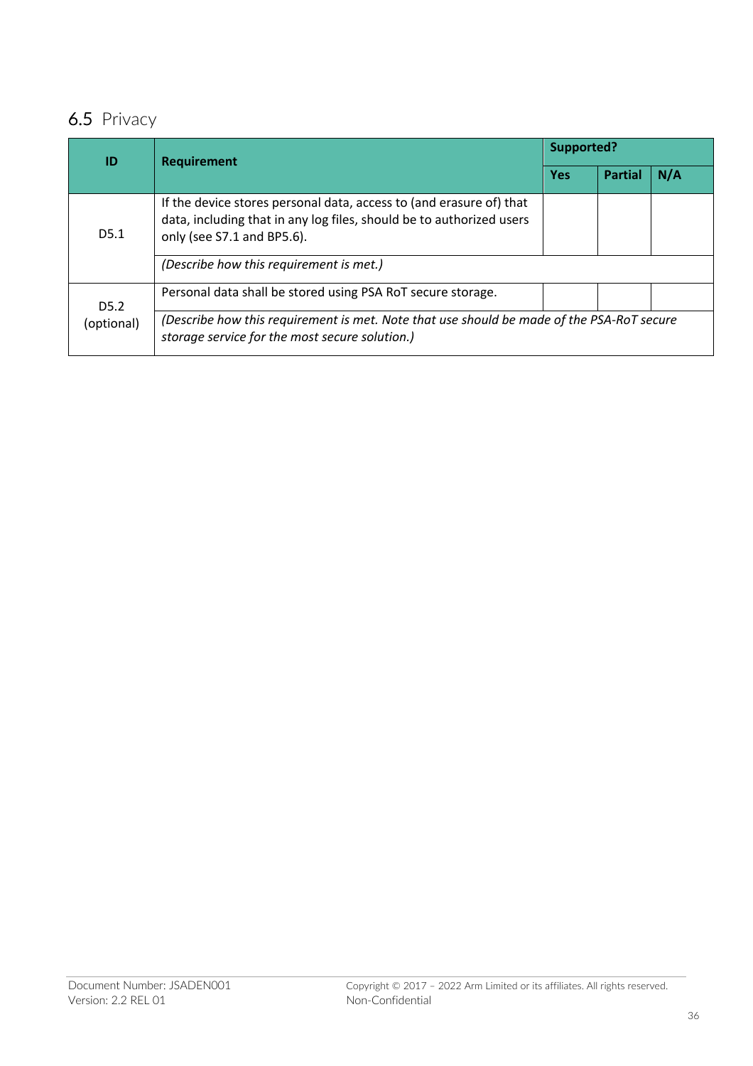## 6.5 Privacy

| ID | Requirement | Supported? | | |
|---|---|---|---|---|
| | | Yes | Partial | N/A |
| D5.1 | If the device stores personal data, access to (and erasure of) that data, including that in any log files, should be to authorized users only (see S7.1 and BP5.6). | | | |
| | *(Describe how this requirement is met.)* | | | |
| D5.2 (optional) | Personal data shall be stored using PSA RoT secure storage. | | | |
| | *(Describe how this requirement is met. Note that use should be made of the PSA-RoT secure storage service for the most secure solution.)* | | | |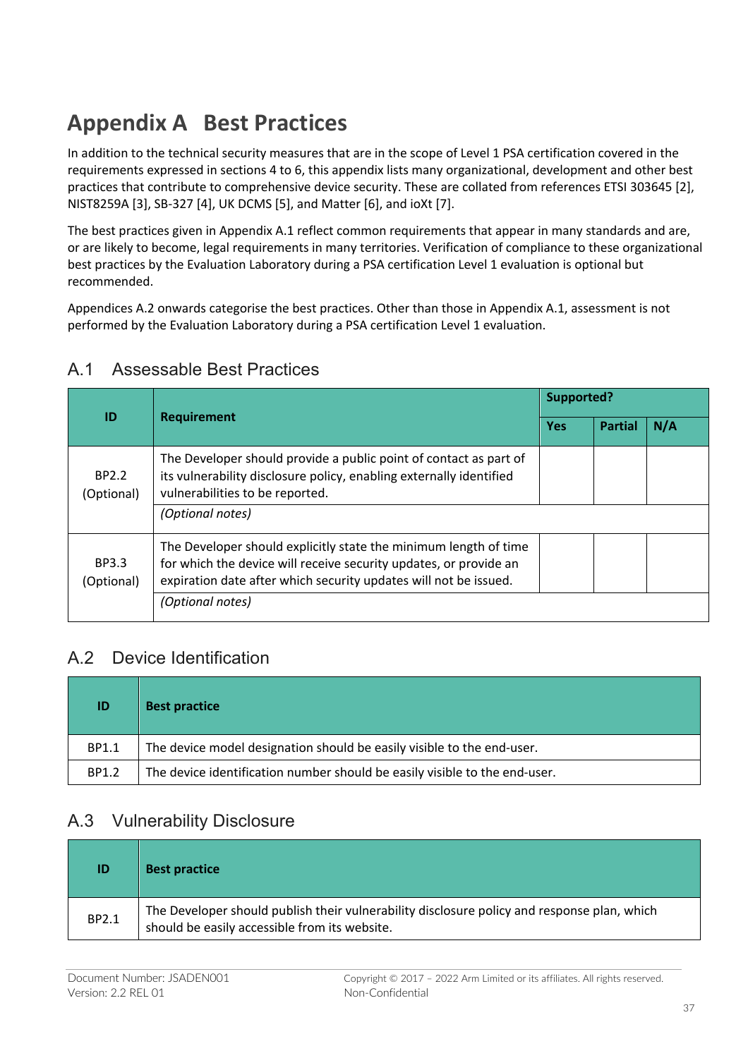# Appendix A Best Practices

In addition to the technical security measures that are in the scope of Level 1 PSA certification covered in the requirements expressed in sections 4 to 6, this appendix lists many organizational, development and other best practices that contribute to comprehensive device security. These are collated from references ETSI 303645 [2], NIST8259A [3], SB-327 [4], UK DCMS [5], and Matter [6], and ioXt [7].

The best practices given in Appendix A.1 reflect common requirements that appear in many standards and are, or are likely to become, legal requirements in many territories. Verification of compliance to these organizational best practices by the Evaluation Laboratory during a PSA certification Level 1 evaluation is optional but recommended.

Appendices A.2 onwards categorise the best practices. Other than those in Appendix A.1, assessment is not performed by the Evaluation Laboratory during a PSA certification Level 1 evaluation.

## A.1 Assessable Best Practices

| ID | Requirement | Supported? | | |
|---|---|---|---|---|
| | | Yes | Partial | N/A |
| BP2.2 (Optional) | The Developer should provide a public point of contact as part of its vulnerability disclosure policy, enabling externally identified vulnerabilities to be reported. | | | |
| | *(Optional notes)* | | | |
| BP3.3 (Optional) | The Developer should explicitly state the minimum length of time for which the device will receive security updates, or provide an expiration date after which security updates will not be issued. | | | |
| | *(Optional notes)* | | | |

## A.2 Device Identification

| ID | Best practice |
|---|---|
| BP1.1 | The device model designation should be easily visible to the end-user. |
| BP1.2 | The device identification number should be easily visible to the end-user. |

## A.3 Vulnerability Disclosure

| ID | Best practice |
|---|---|
| BP2.1 | The Developer should publish their vulnerability disclosure policy and response plan, which should be easily accessible from its website. |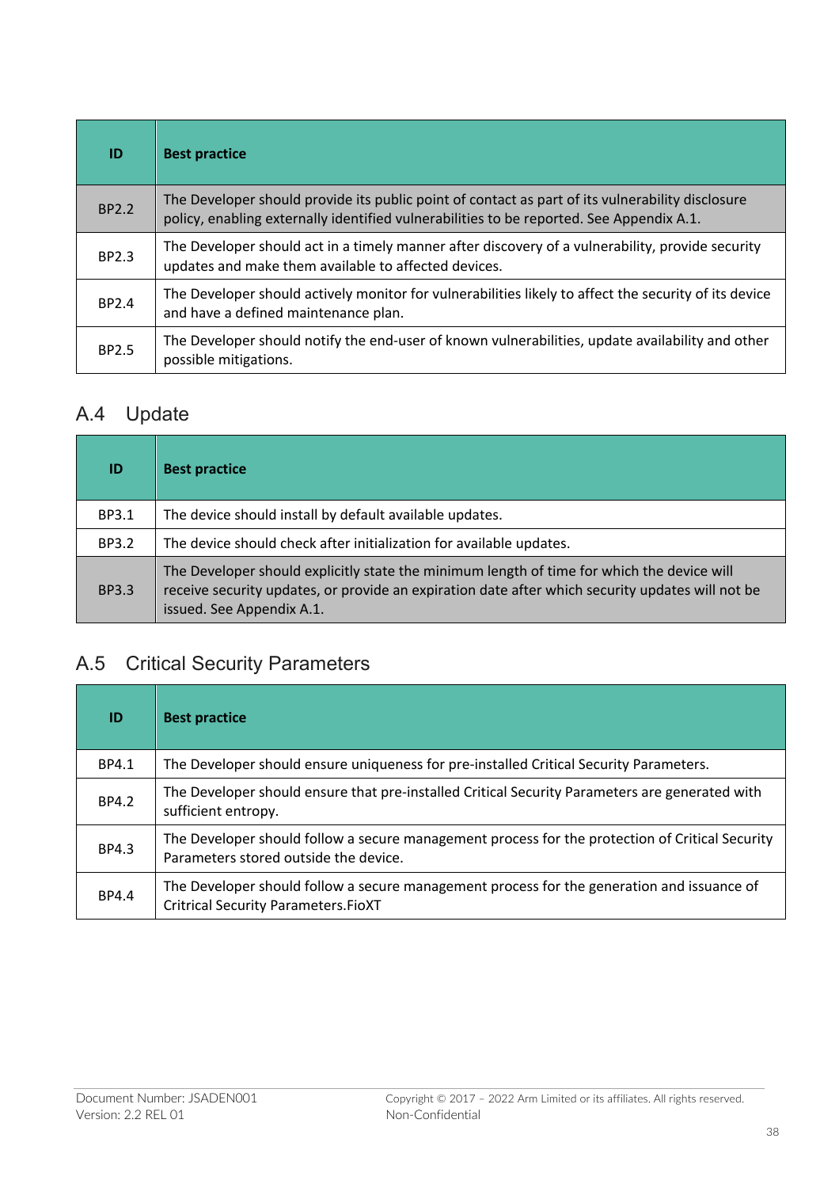| ID | Best practice |
|---|---|
| BP2.2 | The Developer should provide its public point of contact as part of its vulnerability disclosure policy, enabling externally identified vulnerabilities to be reported. See Appendix A.1. |
| BP2.3 | The Developer should act in a timely manner after discovery of a vulnerability, provide security updates and make them available to affected devices. |
| BP2.4 | The Developer should actively monitor for vulnerabilities likely to affect the security of its device and have a defined maintenance plan. |
| BP2.5 | The Developer should notify the end-user of known vulnerabilities, update availability and other possible mitigations. |

## A.4 Update

| ID | Best practice |
|---|---|
| BP3.1 | The device should install by default available updates. |
| BP3.2 | The device should check after initialization for available updates. |
| BP3.3 | The Developer should explicitly state the minimum length of time for which the device will receive security updates, or provide an expiration date after which security updates will not be issued. See Appendix A.1. |

## A.5 Critical Security Parameters

| ID | Best practice |
|---|---|
| BP4.1 | The Developer should ensure uniqueness for pre-installed Critical Security Parameters. |
| BP4.2 | The Developer should ensure that pre-installed Critical Security Parameters are generated with sufficient entropy. |
| BP4.3 | The Developer should follow a secure management process for the protection of Critical Security Parameters stored outside the device. |
| BP4.4 | The Developer should follow a secure management process for the generation and issuance of Crritical Security Parameters.FioXT |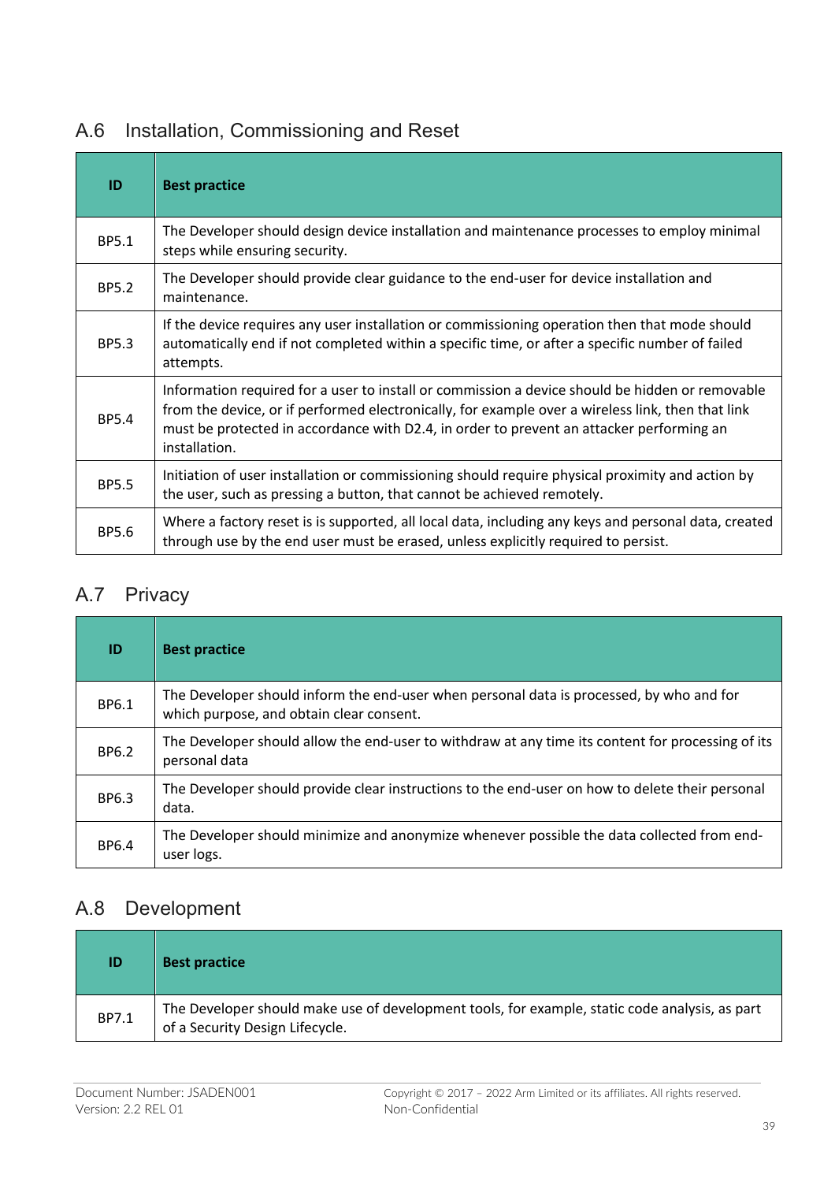## A.6 Installation, Commissioning and Reset

| ID | Best practice |
|---|---|
| BP5.1 | The Developer should design device installation and maintenance processes to employ minimal steps while ensuring security. |
| BP5.2 | The Developer should provide clear guidance to the end-user for device installation and maintenance. |
| BP5.3 | If the device requires any user installation or commissioning operation then that mode should automatically end if not completed within a specific time, or after a specific number of failed attempts. |
| BP5.4 | Information required for a user to install or commission a device should be hidden or removable from the device, or if performed electronically, for example over a wireless link, then that link must be protected in accordance with D2.4, in order to prevent an attacker performing an installation. |
| BP5.5 | Initiation of user installation or commissioning should require physical proximity and action by the user, such as pressing a button, that cannot be achieved remotely. |
| BP5.6 | Where a factory reset is is supported, all local data, including any keys and personal data, created through use by the end user must be erased, unless explicitly required to persist. |

## A.7 Privacy

| ID | Best practice |
|---|---|
| BP6.1 | The Developer should inform the end-user when personal data is processed, by who and for which purpose, and obtain clear consent. |
| BP6.2 | The Developer should allow the end-user to withdraw at any time its content for processing of its personal data |
| BP6.3 | The Developer should provide clear instructions to the end-user on how to delete their personal data. |
| BP6.4 | The Developer should minimize and anonymize whenever possible the data collected from end-user logs. |

## A.8 Development

| ID | Best practice |
|---|---|
| BP7.1 | The Developer should make use of development tools, for example, static code analysis, as part of a Security Design Lifecycle. |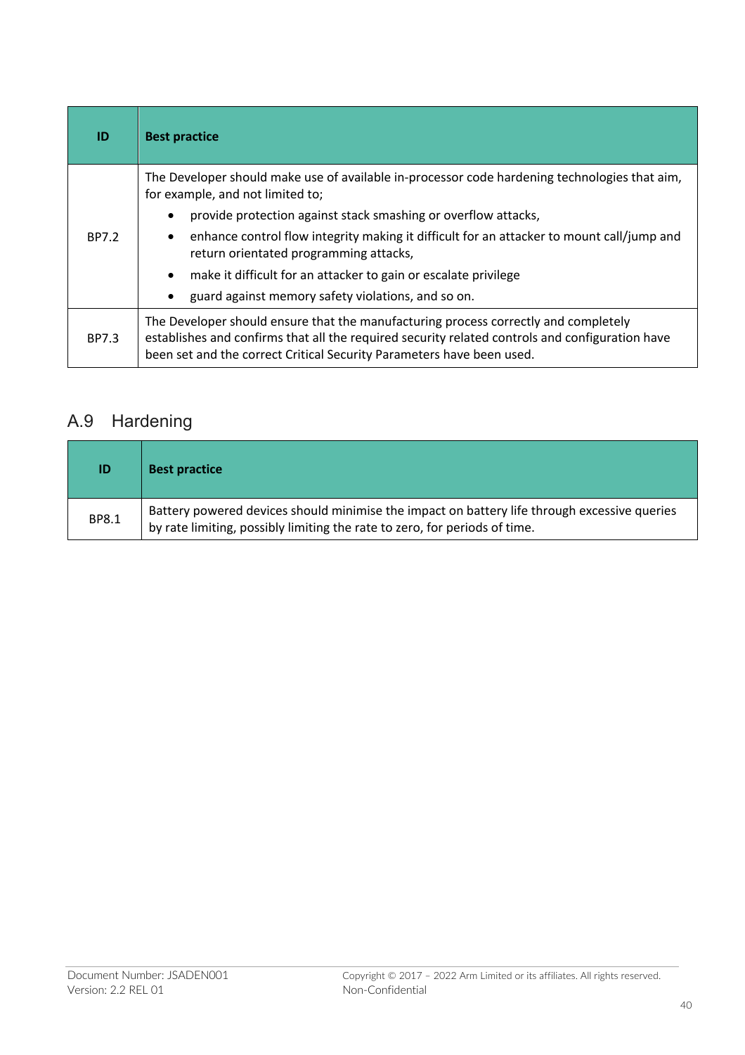| ID | Best practice |
|---|---|
| BP7.2 | The Developer should make use of available in-processor code hardening technologies that aim, for example, and not limited to;<br>• provide protection against stack smashing or overflow attacks,<br>• enhance control flow integrity making it difficult for an attacker to mount call/jump and return orientated programming attacks,<br>• make it difficult for an attacker to gain or escalate privilege<br>• guard against memory safety violations, and so on. |
| BP7.3 | The Developer should ensure that the manufacturing process correctly and completely establishes and confirms that all the required security related controls and configuration have been set and the correct Critical Security Parameters have been used. |

## A.9 Hardening

| ID | Best practice |
|---|---|
| BP8.1 | Battery powered devices should minimise the impact on battery life through excessive queries by rate limiting, possibly limiting the rate to zero, for periods of time. |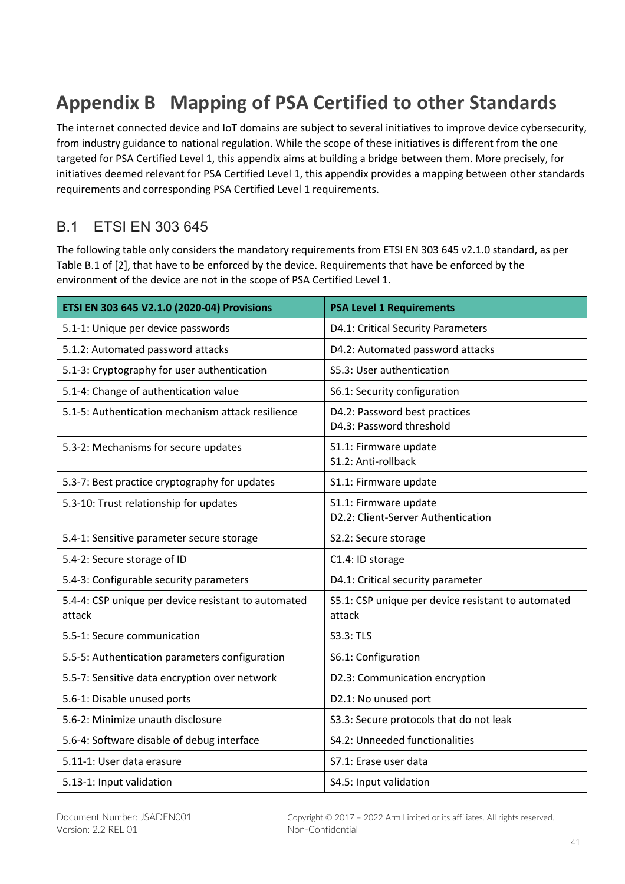# Appendix B Mapping of PSA Certified to other Standards

The internet connected device and IoT domains are subject to several initiatives to improve device cybersecurity, from industry guidance to national regulation. While the scope of these initiatives is different from the one targeted for PSA Certified Level 1, this appendix aims at building a bridge between them. More precisely, for initiatives deemed relevant for PSA Certified Level 1, this appendix provides a mapping between other standards requirements and corresponding PSA Certified Level 1 requirements.

## B.1 ETSI EN 303 645

The following table only considers the mandatory requirements from ETSI EN 303 645 v2.1.0 standard, as per Table B.1 of [2], that have to be enforced by the device. Requirements that have be enforced by the environment of the device are not in the scope of PSA Certified Level 1.

| ETSI EN 303 645 V2.1.0 (2020-04) Provisions | PSA Level 1 Requirements |
|---|---|
| 5.1-1: Unique per device passwords | D4.1: Critical Security Parameters |
| 5.1.2: Automated password attacks | D4.2: Automated password attacks |
| 5.1-3: Cryptography for user authentication | S5.3: User authentication |
| 5.1-4: Change of authentication value | S6.1: Security configuration |
| 5.1-5: Authentication mechanism attack resilience | D4.2: Password best practices<br>D4.3: Password threshold |
| 5.3-2: Mechanisms for secure updates | S1.1: Firmware update<br>S1.2: Anti-rollback |
| 5.3-7: Best practice cryptography for updates | S1.1: Firmware update |
| 5.3-10: Trust relationship for updates | S1.1: Firmware update<br>D2.2: Client-Server Authentication |
| 5.4-1: Sensitive parameter secure storage | S2.2: Secure storage |
| 5.4-2: Secure storage of ID | C1.4: ID storage |
| 5.4-3: Configurable security parameters | D4.1: Critical security parameter |
| 5.4-4: CSP unique per device resistant to automated attack | S5.1: CSP unique per device resistant to automated attack |
| 5.5-1: Secure communication | S3.3: TLS |
| 5.5-5: Authentication parameters configuration | S6.1: Configuration |
| 5.5-7: Sensitive data encryption over network | D2.3: Communication encryption |
| 5.6-1: Disable unused ports | D2.1: No unused port |
| 5.6-2: Minimize unauth disclosure | S3.3: Secure protocols that do not leak |
| 5.6-4: Software disable of debug interface | S4.2: Unneeded functionalities |
| 5.11-1: User data erasure | S7.1: Erase user data |
| 5.13-1: Input validation | S4.5: Input validation |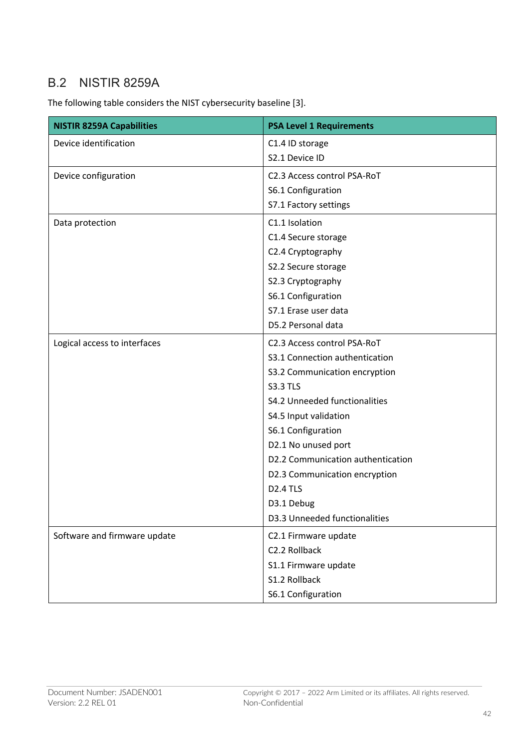## B.2 NISTIR 8259A

The following table considers the NIST cybersecurity baseline [3].

| NISTIR 8259A Capabilities | PSA Level 1 Requirements |
|---|---|
| Device identification | C1.4 ID storage<br>S2.1 Device ID |
| Device configuration | C2.3 Access control PSA-RoT<br>S6.1 Configuration<br>S7.1 Factory settings |
| Data protection | C1.1 Isolation<br>C1.4 Secure storage<br>C2.4 Cryptography<br>S2.2 Secure storage<br>S2.3 Cryptography<br>S6.1 Configuration<br>S7.1 Erase user data<br>D5.2 Personal data |
| Logical access to interfaces | C2.3 Access control PSA-RoT<br>S3.1 Connection authentication<br>S3.2 Communication encryption<br>S3.3 TLS<br>S4.2 Unneeded functionalities<br>S4.5 Input validation<br>S6.1 Configuration<br>D2.1 No unused port<br>D2.2 Communication authentication<br>D2.3 Communication encryption<br>D2.4 TLS<br>D3.1 Debug<br>D3.3 Unneeded functionalities |
| Software and firmware update | C2.1 Firmware update<br>C2.2 Rollback<br>S1.1 Firmware update<br>S1.2 Rollback<br>S6.1 Configuration |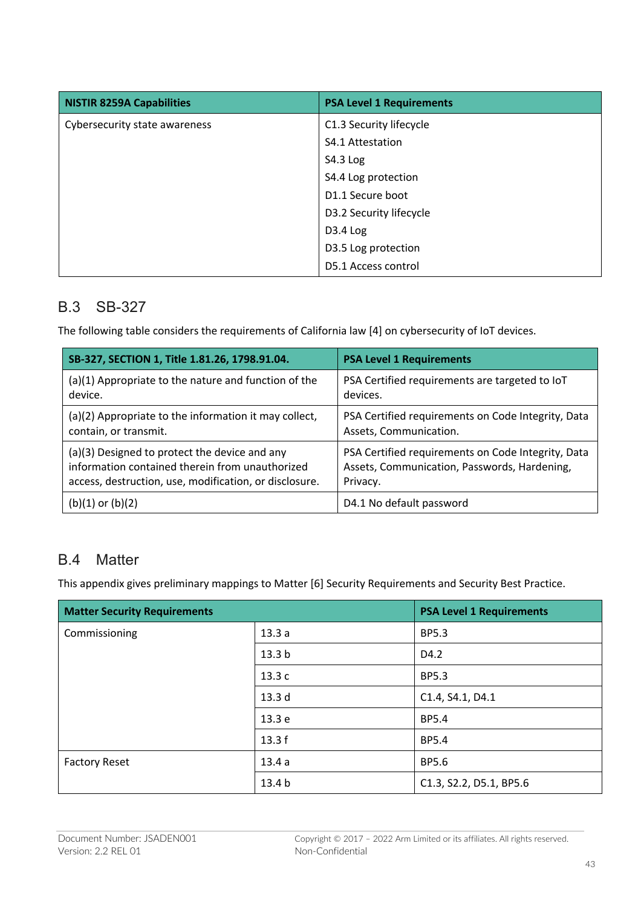| NISTIR 8259A Capabilities | PSA Level 1 Requirements |
|---|---|
| Cybersecurity state awareness | C1.3 Security lifecycle<br>S4.1 Attestation<br>S4.3 Log<br>S4.4 Log protection<br>D1.1 Secure boot<br>D3.2 Security lifecycle<br>D3.4 Log<br>D3.5 Log protection<br>D5.1 Access control |

## B.3 SB-327

The following table considers the requirements of California law [4] on cybersecurity of IoT devices.

| SB-327, SECTION 1, Title 1.81.26, 1798.91.04. | PSA Level 1 Requirements |
|---|---|
| (a)(1) Appropriate to the nature and function of the device. | PSA Certified requirements are targeted to IoT devices. |
| (a)(2) Appropriate to the information it may collect, contain, or transmit. | PSA Certified requirements on Code Integrity, Data Assets, Communication. |
| (a)(3) Designed to protect the device and any information contained therein from unauthorized access, destruction, use, modification, or disclosure. | PSA Certified requirements on Code Integrity, Data Assets, Communication, Passwords, Hardening, Privacy. |
| (b)(1) or (b)(2) | D4.1 No default password |

## B.4 Matter

This appendix gives preliminary mappings to Matter [6] Security Requirements and Security Best Practice.

| Matter Security Requirements | | PSA Level 1 Requirements |
|---|---|---|
| Commissioning | 13.3 a | BP5.3 |
| | 13.3 b | D4.2 |
| | 13.3 c | BP5.3 |
| | 13.3 d | C1.4, S4.1, D4.1 |
| | 13.3 e | BP5.4 |
| | 13.3 f | BP5.4 |
| Factory Reset | 13.4 a | BP5.6 |
| | 13.4 b | C1.3, S2.2, D5.1, BP5.6 |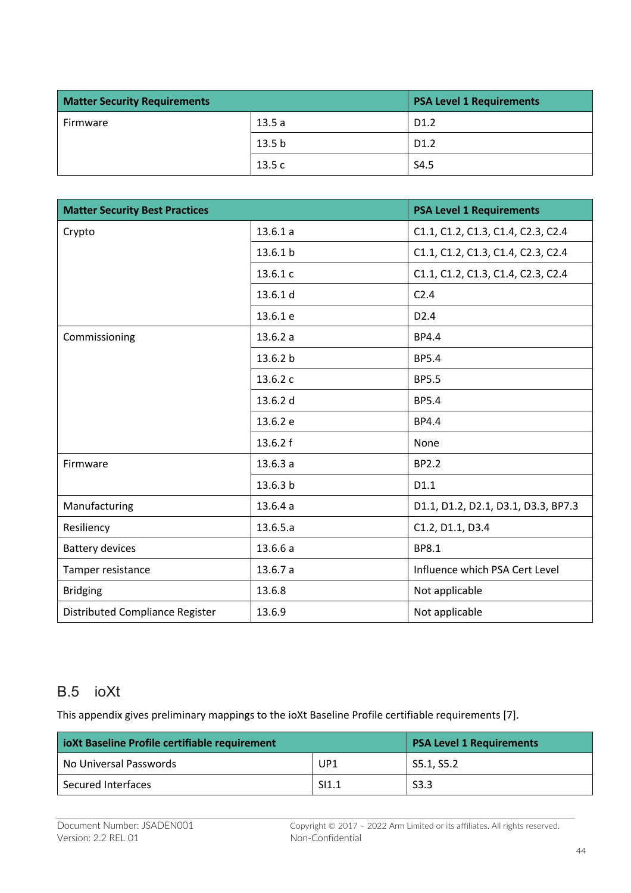| Matter Security Requirements | | PSA Level 1 Requirements |
|---|---|---|
| Firmware | 13.5 a | D1.2 |
| | 13.5 b | D1.2 |
| | 13.5 c | S4.5 |

| Matter Security Best Practices | | PSA Level 1 Requirements |
|---|---|---|
| Crypto | 13.6.1 a | C1.1, C1.2, C1.3, C1.4, C2.3, C2.4 |
| | 13.6.1 b | C1.1, C1.2, C1.3, C1.4, C2.3, C2.4 |
| | 13.6.1 c | C1.1, C1.2, C1.3, C1.4, C2.3, C2.4 |
| | 13.6.1 d | C2.4 |
| | 13.6.1 e | D2.4 |
| Commissioning | 13.6.2 a | BP4.4 |
| | 13.6.2 b | BP5.4 |
| | 13.6.2 c | BP5.5 |
| | 13.6.2 d | BP5.4 |
| | 13.6.2 e | BP4.4 |
| | 13.6.2 f | None |
| Firmware | 13.6.3 a | BP2.2 |
| | 13.6.3 b | D1.1 |
| Manufacturing | 13.6.4 a | D1.1, D1.2, D2.1, D3.1, D3.3, BP7.3 |
| Resiliency | 13.6.5.a | C1.2, D1.1, D3.4 |
| Battery devices | 13.6.6 a | BP8.1 |
| Tamper resistance | 13.6.7 a | Influence which PSA Cert Level |
| Bridging | 13.6.8 | Not applicable |
| Distributed Compliance Register | 13.6.9 | Not applicable |

## B.5 ioXt

This appendix gives preliminary mappings to the ioXt Baseline Profile certifiable requirements [7].

| ioXt Baseline Profile certifiable requirement | | PSA Level 1 Requirements |
|---|---|---|
| No Universal Passwords | UP1 | S5.1, S5.2 |
| Secured Interfaces | SI1.1 | S3.3 |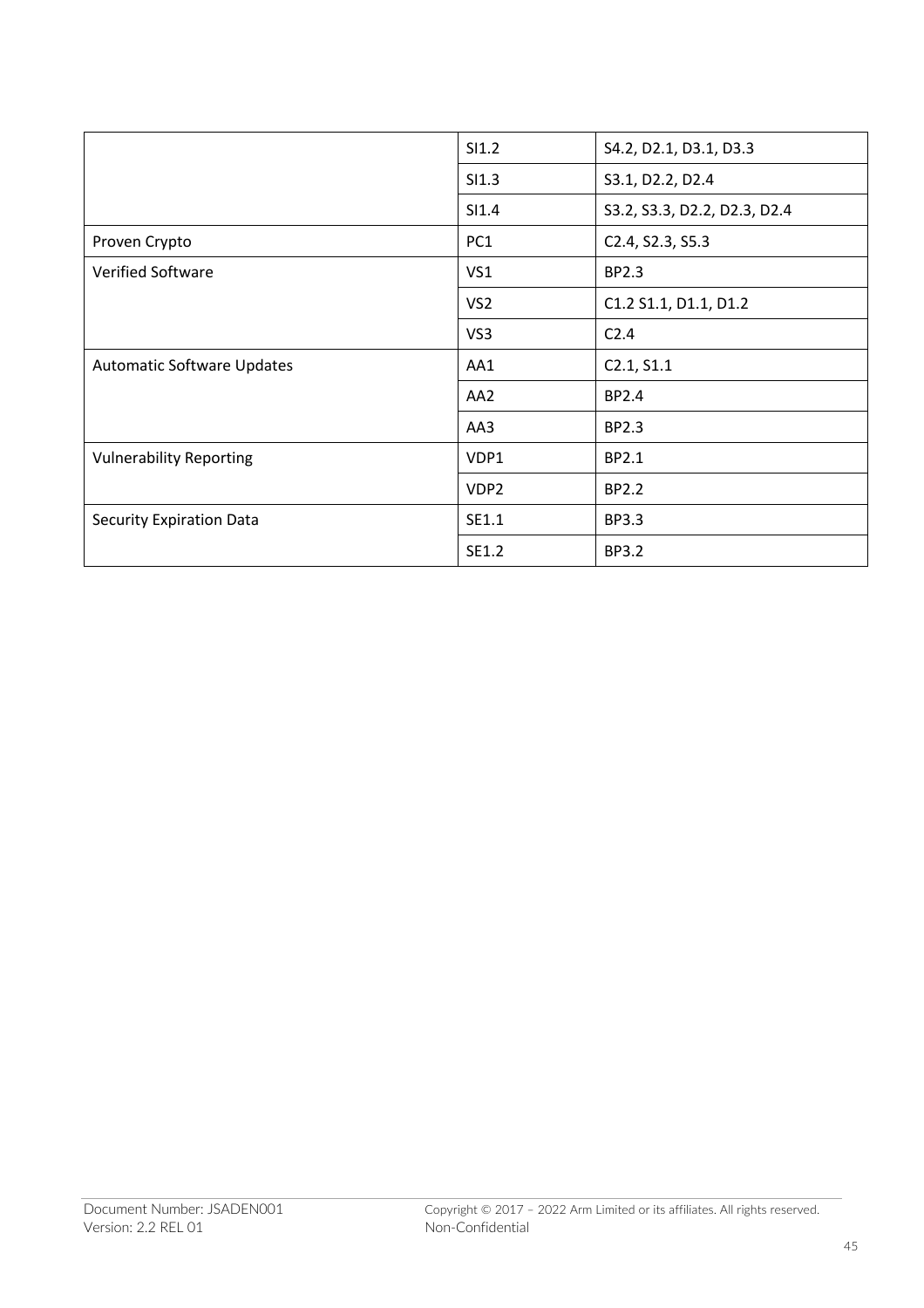| | | |
|---|---|---|
| | SI1.2 | S4.2, D2.1, D3.1, D3.3 |
| | SI1.3 | S3.1, D2.2, D2.4 |
| | SI1.4 | S3.2, S3.3, D2.2, D2.3, D2.4 |
| Proven Crypto | PC1 | C2.4, S2.3, S5.3 |
| Verified Software | VS1 | BP2.3 |
| | VS2 | C1.2 S1.1, D1.1, D1.2 |
| | VS3 | C2.4 |
| Automatic Software Updates | AA1 | C2.1, S1.1 |
| | AA2 | BP2.4 |
| | AA3 | BP2.3 |
| Vulnerability Reporting | VDP1 | BP2.1 |
| | VDP2 | BP2.2 |
| Security Expiration Data | SE1.1 | BP3.3 |
| | SE1.2 | BP3.2 |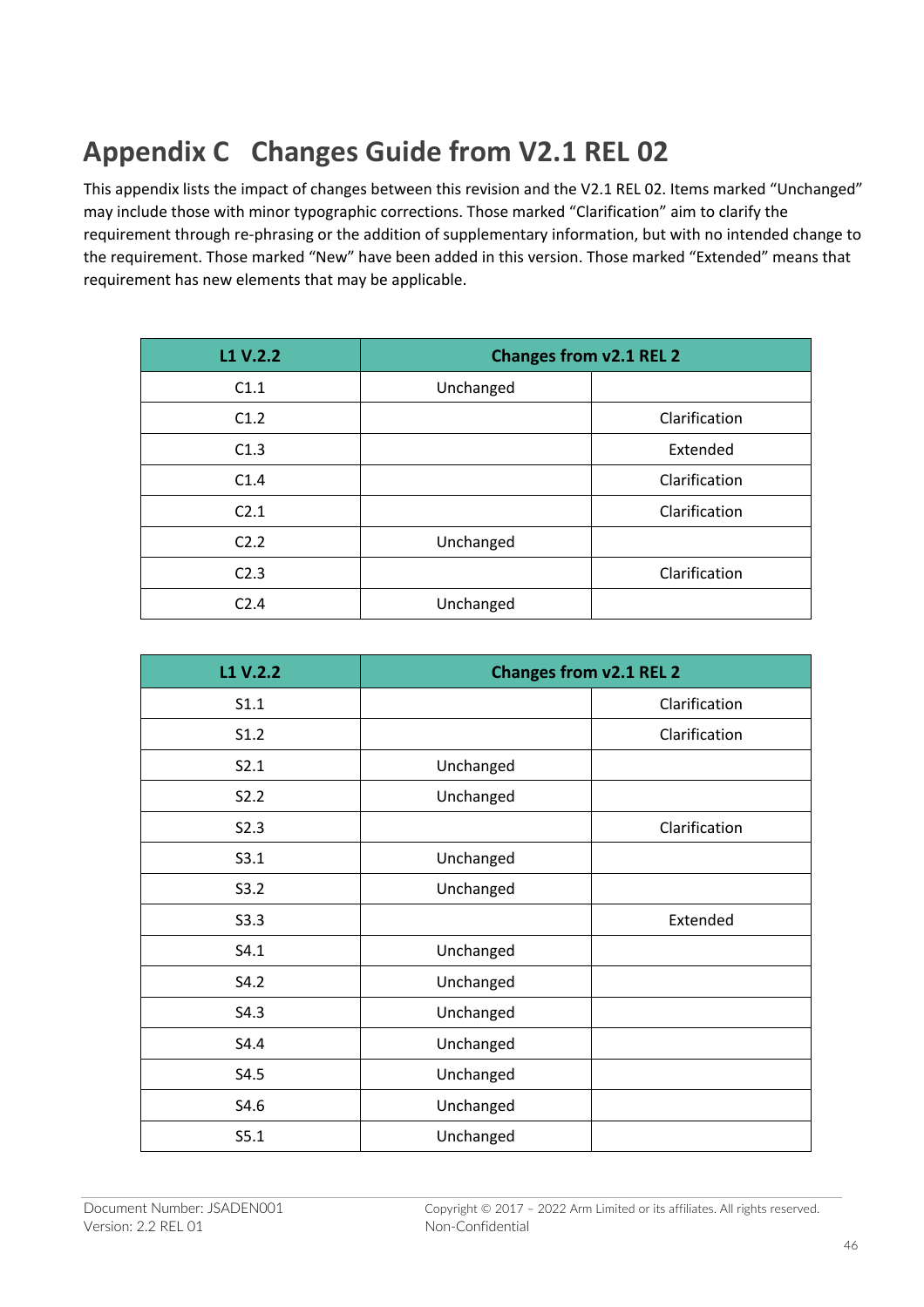# Appendix C   Changes Guide from V2.1 REL 02

This appendix lists the impact of changes between this revision and the V2.1 REL 02. Items marked "Unchanged" may include those with minor typographic corrections. Those marked "Clarification" aim to clarify the requirement through re-phrasing or the addition of supplementary information, but with no intended change to the requirement. Those marked "New" have been added in this version. Those marked "Extended" means that requirement has new elements that may be applicable.

| L1 V.2.2 | Changes from v2.1 REL 2 | |
|---|---|---|
| C1.1 | Unchanged | |
| C1.2 | | Clarification |
| C1.3 | | Extended |
| C1.4 | | Clarification |
| C2.1 | | Clarification |
| C2.2 | Unchanged | |
| C2.3 | | Clarification |
| C2.4 | Unchanged | |

| L1 V.2.2 | Changes from v2.1 REL 2 | |
|---|---|---|
| S1.1 | | Clarification |
| S1.2 | | Clarification |
| S2.1 | Unchanged | |
| S2.2 | Unchanged | |
| S2.3 | | Clarification |
| S3.1 | Unchanged | |
| S3.2 | Unchanged | |
| S3.3 | | Extended |
| S4.1 | Unchanged | |
| S4.2 | Unchanged | |
| S4.3 | Unchanged | |
| S4.4 | Unchanged | |
| S4.5 | Unchanged | |
| S4.6 | Unchanged | |
| S5.1 | Unchanged | |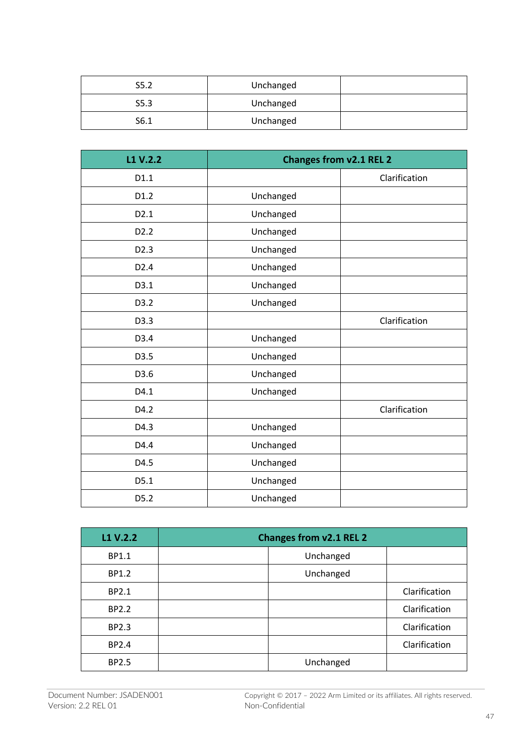| | | |
|---|---|---|
| S5.2 | Unchanged | |
| S5.3 | Unchanged | |
| S6.1 | Unchanged | |

| L1 V.2.2 | Changes from v2.1 REL 2 | |
|---|---|---|
| D1.1 | | Clarification |
| D1.2 | Unchanged | |
| D2.1 | Unchanged | |
| D2.2 | Unchanged | |
| D2.3 | Unchanged | |
| D2.4 | Unchanged | |
| D3.1 | Unchanged | |
| D3.2 | Unchanged | |
| D3.3 | | Clarification |
| D3.4 | Unchanged | |
| D3.5 | Unchanged | |
| D3.6 | Unchanged | |
| D4.1 | Unchanged | |
| D4.2 | | Clarification |
| D4.3 | Unchanged | |
| D4.4 | Unchanged | |
| D4.5 | Unchanged | |
| D5.1 | Unchanged | |
| D5.2 | Unchanged | |

| L1 V.2.2 | Changes from v2.1 REL 2 | | |
|---|---|---|---|
| BP1.1 | | Unchanged | |
| BP1.2 | | Unchanged | |
| BP2.1 | | | Clarification |
| BP2.2 | | | Clarification |
| BP2.3 | | | Clarification |
| BP2.4 | | | Clarification |
| BP2.5 | | Unchanged | |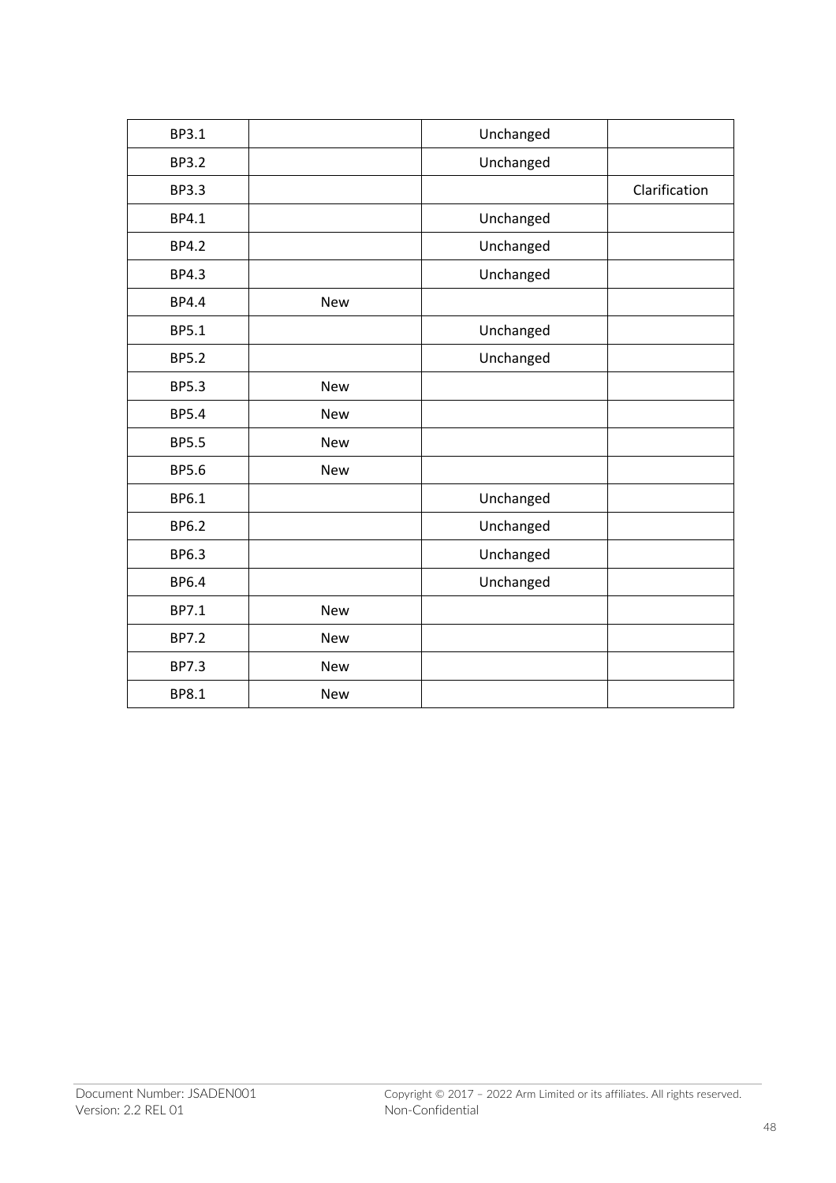| | | | |
|---|---|---|---|
| BP3.1 | | Unchanged | |
| BP3.2 | | Unchanged | |
| BP3.3 | | | Clarification |
| BP4.1 | | Unchanged | |
| BP4.2 | | Unchanged | |
| BP4.3 | | Unchanged | |
| BP4.4 | New | | |
| BP5.1 | | Unchanged | |
| BP5.2 | | Unchanged | |
| BP5.3 | New | | |
| BP5.4 | New | | |
| BP5.5 | New | | |
| BP5.6 | New | | |
| BP6.1 | | Unchanged | |
| BP6.2 | | Unchanged | |
| BP6.3 | | Unchanged | |
| BP6.4 | | Unchanged | |
| BP7.1 | New | | |
| BP7.2 | New | | |
| BP7.3 | New | | |
| BP8.1 | New | | |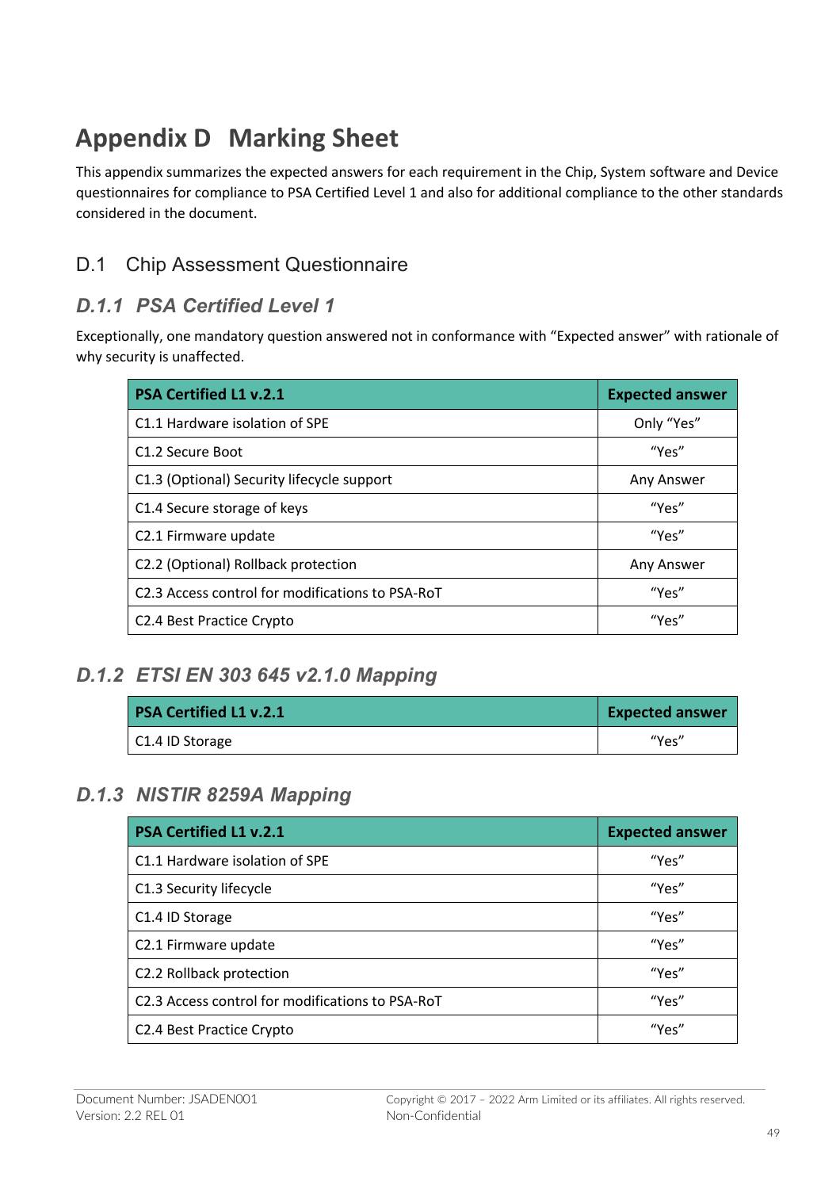# Appendix D Marking Sheet

This appendix summarizes the expected answers for each requirement in the Chip, System software and Device questionnaires for compliance to PSA Certified Level 1 and also for additional compliance to the other standards considered in the document.

## D.1 Chip Assessment Questionnaire

### *D.1.1 PSA Certified Level 1*

Exceptionally, one mandatory question answered not in conformance with “Expected answer” with rationale of why security is unaffected.

| PSA Certified L1 v.2.1 | Expected answer |
| --- | --- |
| C1.1 Hardware isolation of SPE | Only “Yes” |
| C1.2 Secure Boot | “Yes” |
| C1.3 (Optional) Security lifecycle support | Any Answer |
| C1.4 Secure storage of keys | “Yes” |
| C2.1 Firmware update | “Yes” |
| C2.2 (Optional) Rollback protection | Any Answer |
| C2.3 Access control for modifications to PSA-RoT | “Yes” |
| C2.4 Best Practice Crypto | “Yes” |

### *D.1.2 ETSI EN 303 645 v2.1.0 Mapping*

| PSA Certified L1 v.2.1 | Expected answer |
| --- | --- |
| C1.4 ID Storage | “Yes” |

### *D.1.3 NISTIR 8259A Mapping*

| PSA Certified L1 v.2.1 | Expected answer |
| --- | --- |
| C1.1 Hardware isolation of SPE | “Yes” |
| C1.3 Security lifecycle | “Yes” |
| C1.4 ID Storage | “Yes” |
| C2.1 Firmware update | “Yes” |
| C2.2 Rollback protection | “Yes” |
| C2.3 Access control for modifications to PSA-RoT | “Yes” |
| C2.4 Best Practice Crypto | “Yes” |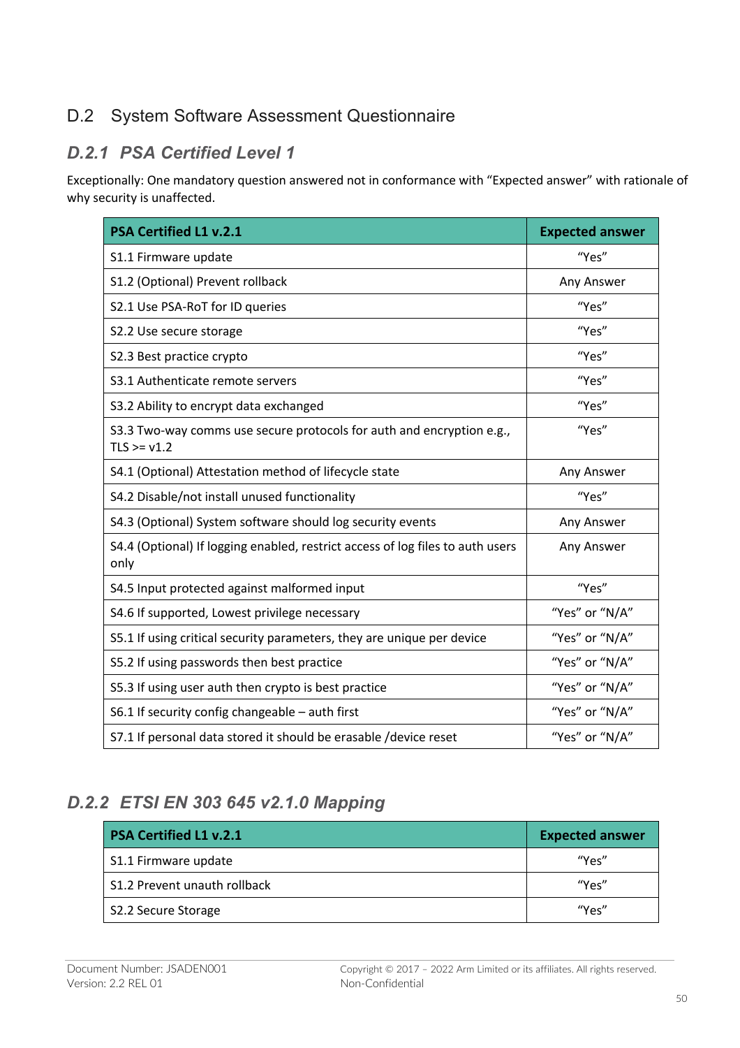## D.2 System Software Assessment Questionnaire

### *D.2.1 PSA Certified Level 1*

Exceptionally: One mandatory question answered not in conformance with "Expected answer" with rationale of why security is unaffected.

| PSA Certified L1 v.2.1 | Expected answer |
|---|---|
| S1.1 Firmware update | "Yes" |
| S1.2 (Optional) Prevent rollback | Any Answer |
| S2.1 Use PSA-RoT for ID queries | "Yes" |
| S2.2 Use secure storage | "Yes" |
| S2.3 Best practice crypto | "Yes" |
| S3.1 Authenticate remote servers | "Yes" |
| S3.2 Ability to encrypt data exchanged | "Yes" |
| S3.3 Two-way comms use secure protocols for auth and encryption e.g., TLS >= v1.2 | "Yes" |
| S4.1 (Optional) Attestation method of lifecycle state | Any Answer |
| S4.2 Disable/not install unused functionality | "Yes" |
| S4.3 (Optional) System software should log security events | Any Answer |
| S4.4 (Optional) If logging enabled, restrict access of log files to auth users only | Any Answer |
| S4.5 Input protected against malformed input | "Yes" |
| S4.6 If supported, Lowest privilege necessary | "Yes" or "N/A" |
| S5.1 If using critical security parameters, they are unique per device | "Yes" or "N/A" |
| S5.2 If using passwords then best practice | "Yes" or "N/A" |
| S5.3 If using user auth then crypto is best practice | "Yes" or "N/A" |
| S6.1 If security config changeable – auth first | "Yes" or "N/A" |
| S7.1 If personal data stored it should be erasable /device reset | "Yes" or "N/A" |

### *D.2.2 ETSI EN 303 645 v2.1.0 Mapping*

| PSA Certified L1 v.2.1 | Expected answer |
|---|---|
| S1.1 Firmware update | "Yes" |
| S1.2 Prevent unauth rollback | "Yes" |
| S2.2 Secure Storage | "Yes" |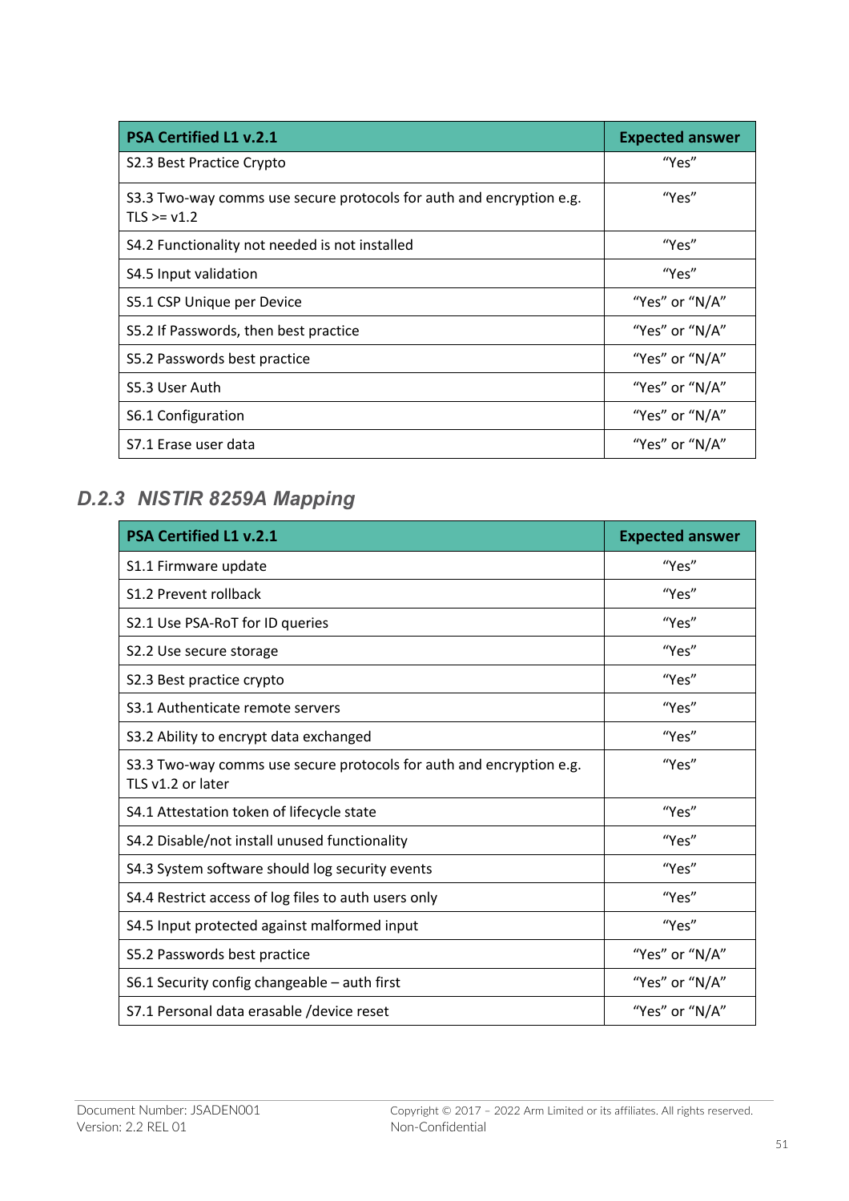| PSA Certified L1 v.2.1 | Expected answer |
| --- | --- |
| S2.3 Best Practice Crypto | “Yes” |
| S3.3 Two-way comms use secure protocols for auth and encryption e.g. TLS >= v1.2 | “Yes” |
| S4.2 Functionality not needed is not installed | “Yes” |
| S4.5 Input validation | “Yes” |
| S5.1 CSP Unique per Device | “Yes” or “N/A” |
| S5.2 If Passwords, then best practice | “Yes” or “N/A” |
| S5.2 Passwords best practice | “Yes” or “N/A” |
| S5.3 User Auth | “Yes” or “N/A” |
| S6.1 Configuration | “Yes” or “N/A” |
| S7.1 Erase user data | “Yes” or “N/A” |

### *D.2.3 NISTIR 8259A Mapping*

| PSA Certified L1 v.2.1 | Expected answer |
| --- | --- |
| S1.1 Firmware update | “Yes” |
| S1.2 Prevent rollback | “Yes” |
| S2.1 Use PSA-RoT for ID queries | “Yes” |
| S2.2 Use secure storage | “Yes” |
| S2.3 Best practice crypto | “Yes” |
| S3.1 Authenticate remote servers | “Yes” |
| S3.2 Ability to encrypt data exchanged | “Yes” |
| S3.3 Two-way comms use secure protocols for auth and encryption e.g. TLS v1.2 or later | “Yes” |
| S4.1 Attestation token of lifecycle state | “Yes” |
| S4.2 Disable/not install unused functionality | “Yes” |
| S4.3 System software should log security events | “Yes” |
| S4.4 Restrict access of log files to auth users only | “Yes” |
| S4.5 Input protected against malformed input | “Yes” |
| S5.2 Passwords best practice | “Yes” or “N/A” |
| S6.1 Security config changeable – auth first | “Yes” or “N/A” |
| S7.1 Personal data erasable /device reset | “Yes” or “N/A” |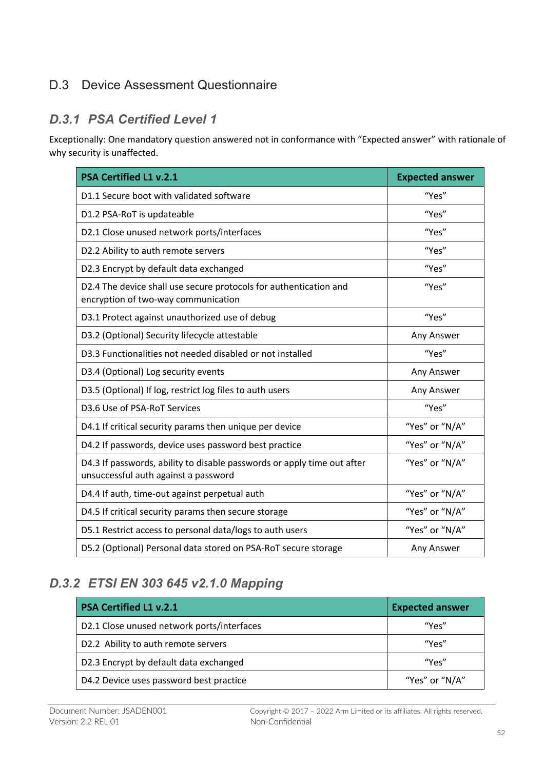## D.3 Device Assessment Questionnaire

### *D.3.1 PSA Certified Level 1*

Exceptionally: One mandatory question answered not in conformance with “Expected answer” with rationale of why security is unaffected.

| PSA Certified L1 v.2.1 | Expected answer |
|---|---|
| D1.1 Secure boot with validated software | “Yes” |
| D1.2 PSA-RoT is updateable | “Yes” |
| D2.1 Close unused network ports/interfaces | “Yes” |
| D2.2 Ability to auth remote servers | “Yes” |
| D2.3 Encrypt by default data exchanged | “Yes” |
| D2.4 The device shall use secure protocols for authentication and encryption of two-way communication | “Yes” |
| D3.1 Protect against unauthorized use of debug | “Yes” |
| D3.2 (Optional) Security lifecycle attestable | Any Answer |
| D3.3 Functionalities not needed disabled or not installed | “Yes” |
| D3.4 (Optional) Log security events | Any Answer |
| D3.5 (Optional) If log, restrict log files to auth users | Any Answer |
| D3.6 Use of PSA-RoT Services | “Yes” |
| D4.1 If critical security params then unique per device | “Yes” or “N/A” |
| D4.2 If passwords, device uses password best practice | “Yes” or “N/A” |
| D4.3 If passwords, ability to disable passwords or apply time out after unsuccessful auth against a password | “Yes” or “N/A” |
| D4.4 If auth, time-out against perpetual auth | “Yes” or “N/A” |
| D4.5 If critical security params then secure storage | “Yes” or “N/A” |
| D5.1 Restrict access to personal data/logs to auth users | “Yes” or “N/A” |
| D5.2 (Optional) Personal data stored on PSA-RoT secure storage | Any Answer |

### *D.3.2 ETSI EN 303 645 v2.1.0 Mapping*

| PSA Certified L1 v.2.1 | Expected answer |
|---|---|
| D2.1 Close unused network ports/interfaces | “Yes” |
| D2.2 Ability to auth remote servers | “Yes” |
| D2.3 Encrypt by default data exchanged | “Yes” |
| D4.2 Device uses password best practice | “Yes” or “N/A” |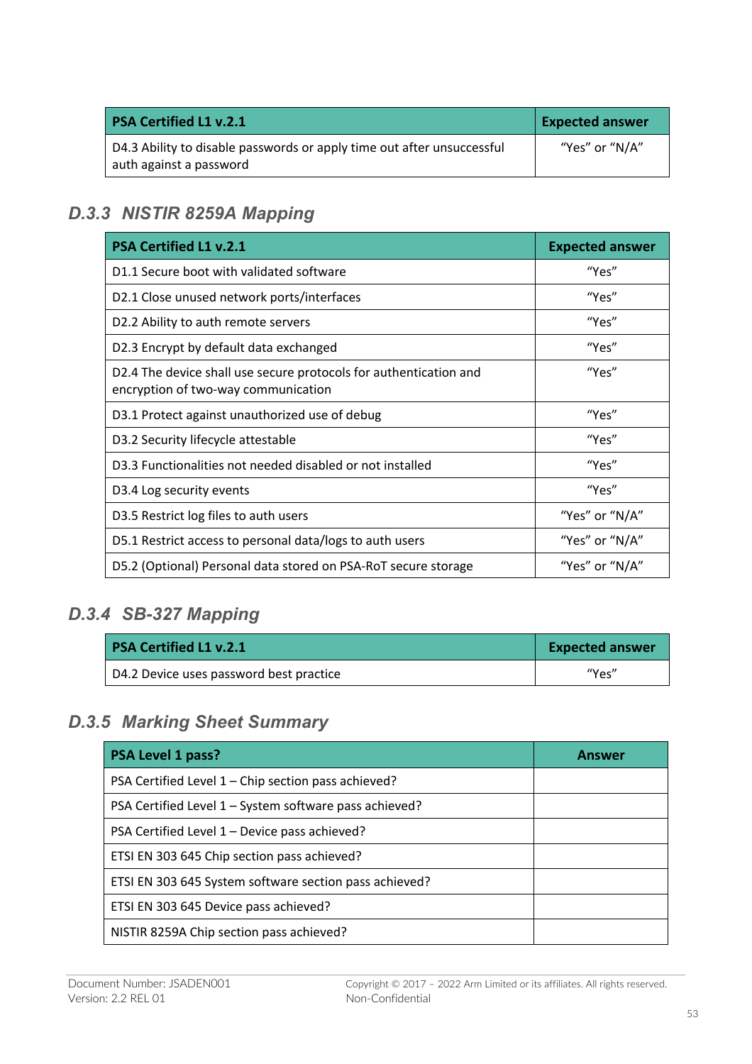| PSA Certified L1 v.2.1 | Expected answer |
| --- | --- |
| D4.3 Ability to disable passwords or apply time out after unsuccessful auth against a password | "Yes" or "N/A" |

### D.3.3 NISTIR 8259A Mapping

| PSA Certified L1 v.2.1 | Expected answer |
| --- | --- |
| D1.1 Secure boot with validated software | "Yes" |
| D2.1 Close unused network ports/interfaces | "Yes" |
| D2.2 Ability to auth remote servers | "Yes" |
| D2.3 Encrypt by default data exchanged | "Yes" |
| D2.4 The device shall use secure protocols for authentication and encryption of two-way communication | "Yes" |
| D3.1 Protect against unauthorized use of debug | "Yes" |
| D3.2 Security lifecycle attestable | "Yes" |
| D3.3 Functionalities not needed disabled or not installed | "Yes" |
| D3.4 Log security events | "Yes" |
| D3.5 Restrict log files to auth users | "Yes" or "N/A" |
| D5.1 Restrict access to personal data/logs to auth users | "Yes" or "N/A" |
| D5.2 (Optional) Personal data stored on PSA-RoT secure storage | "Yes" or "N/A" |

### D.3.4 SB-327 Mapping

| PSA Certified L1 v.2.1 | Expected answer |
| --- | --- |
| D4.2 Device uses password best practice | "Yes" |

### D.3.5 Marking Sheet Summary

| PSA Level 1 pass? | Answer |
| --- | --- |
| PSA Certified Level 1 – Chip section pass achieved? | |
| PSA Certified Level 1 – System software pass achieved? | |
| PSA Certified Level 1 – Device pass achieved? | |
| ETSI EN 303 645 Chip section pass achieved? | |
| ETSI EN 303 645 System software section pass achieved? | |
| ETSI EN 303 645 Device pass achieved? | |
| NISTIR 8259A Chip section pass achieved? | |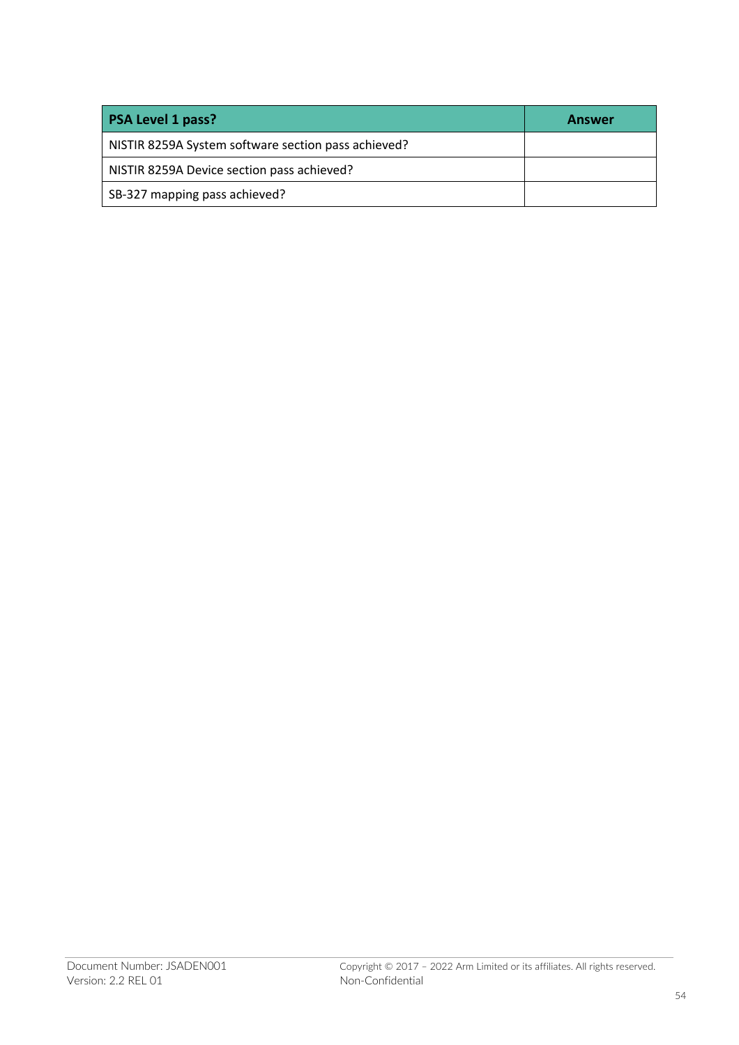| PSA Level 1 pass? | Answer |
| --- | --- |
| NISTIR 8259A System software section pass achieved? | |
| NISTIR 8259A Device section pass achieved? | |
| SB-327 mapping pass achieved? | |